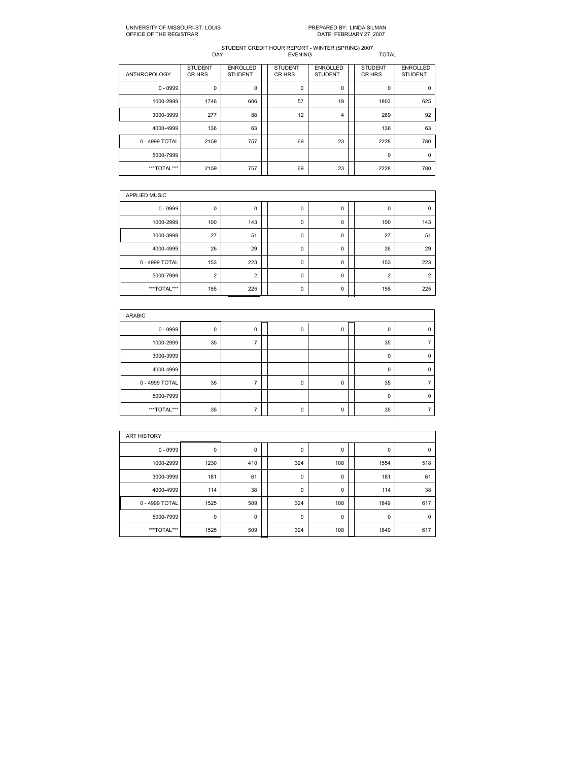UNIVERSITY OF MISSOURI-ST. LOUIS
OFFICE OF THE REGISTRAR

PREPARED BY: LINDA SILMAN
DATE: FEBRUARY 27, 2007

STUDENT CREDIT HOUR REPORT - WINTER (SPRING) 2007

| | DAY | | EVENING | | TOTAL | |
|---|---|---|---|---|---|---|
| ANTHROPOLOGY | STUDENT CR HRS | ENROLLED STUDENT | STUDENT CR HRS | ENROLLED STUDENT | STUDENT CR HRS | ENROLLED STUDENT |
| 0 - 0999 | 0 | 0 | 0 | 0 | 0 | 0 |
| 1000-2999 | 1746 | 606 | 57 | 19 | 1803 | 625 |
| 3000-3999 | 277 | 88 | 12 | 4 | 289 | 92 |
| 4000-4999 | 136 | 63 | | | 136 | 63 |
| 0 - 4999 TOTAL | 2159 | 757 | 69 | 23 | 2228 | 780 |
| 5000-7999 | | | | | 0 | 0 |
| ***TOTAL*** | 2159 | 757 | 69 | 23 | 2228 | 780 |

| APPLIED MUSIC | | | | | | |
|---|---|---|---|---|---|---|
| 0 - 0999 | 0 | 0 | 0 | 0 | 0 | 0 |
| 1000-2999 | 100 | 143 | 0 | 0 | 100 | 143 |
| 3000-3999 | 27 | 51 | 0 | 0 | 27 | 51 |
| 4000-4999 | 26 | 29 | 0 | 0 | 26 | 29 |
| 0 - 4999 TOTAL | 153 | 223 | 0 | 0 | 153 | 223 |
| 5000-7999 | 2 | 2 | 0 | 0 | 2 | 2 |
| ***TOTAL*** | 155 | 225 | 0 | 0 | 155 | 225 |

| ARABIC | | | | | | |
|---|---|---|---|---|---|---|
| 0 - 0999 | 0 | 0 | 0 | 0 | 0 | 0 |
| 1000-2999 | 35 | 7 | | | 35 | 7 |
| 3000-3999 | | | | | 0 | 0 |
| 4000-4999 | | | | | 0 | 0 |
| 0 - 4999 TOTAL | 35 | 7 | 0 | 0 | 35 | 7 |
| 5000-7999 | | | | | 0 | 0 |
| ***TOTAL*** | 35 | 7 | 0 | 0 | 35 | 7 |

| ART HISTORY | | | | | | |
|---|---|---|---|---|---|---|
| 0 - 0999 | 0 | 0 | 0 | 0 | 0 | 0 |
| 1000-2999 | 1230 | 410 | 324 | 108 | 1554 | 518 |
| 3000-3999 | 181 | 61 | 0 | 0 | 181 | 61 |
| 4000-4999 | 114 | 38 | 0 | 0 | 114 | 38 |
| 0 - 4999 TOTAL | 1525 | 509 | 324 | 108 | 1849 | 617 |
| 5000-7999 | 0 | 0 | 0 | 0 | 0 | 0 |
| ***TOTAL*** | 1525 | 509 | 324 | 108 | 1849 | 617 |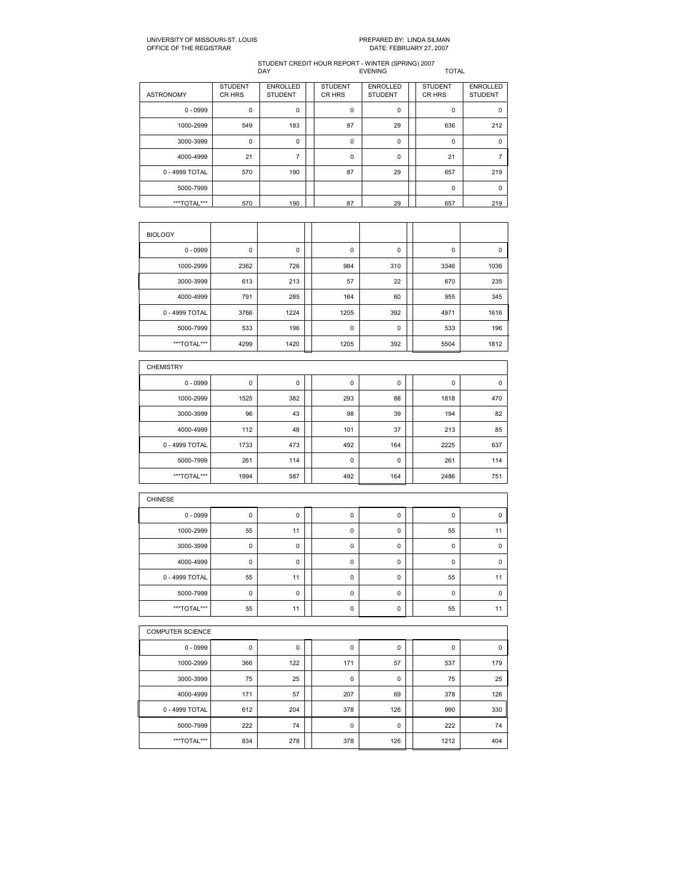UNIVERSITY OF MISSOURI-ST. LOUIS
OFFICE OF THE REGISTRAR

PREPARED BY: LINDA SILMAN
DATE: FEBRUARY 27, 2007

STUDENT CREDIT HOUR REPORT - WINTER (SPRING) 2007

| | DAY | | EVENING | | TOTAL | |
|---|---|---|---|---|---|---|
| ASTRONOMY | STUDENT CR HRS | ENROLLED STUDENT | STUDENT CR HRS | ENROLLED STUDENT | STUDENT CR HRS | ENROLLED STUDENT |
| 0 - 0999 | 0 | 0 | 0 | 0 | 0 | 0 |
| 1000-2999 | 549 | 183 | 87 | 29 | 636 | 212 |
| 3000-3999 | 0 | 0 | 0 | 0 | 0 | 0 |
| 4000-4999 | 21 | 7 | 0 | 0 | 21 | 7 |
| 0 - 4999 TOTAL | 570 | 190 | 87 | 29 | 657 | 219 |
| 5000-7999 | | | | | 0 | 0 |
| ***TOTAL*** | 570 | 190 | 87 | 29 | 657 | 219 |

| BIOLOGY | | | | | | |
|---|---|---|---|---|---|---|
| 0 - 0999 | 0 | 0 | 0 | 0 | 0 | 0 |
| 1000-2999 | 2362 | 726 | 984 | 310 | 3346 | 1036 |
| 3000-3999 | 613 | 213 | 57 | 22 | 670 | 235 |
| 4000-4999 | 791 | 285 | 164 | 60 | 955 | 345 |
| 0 - 4999 TOTAL | 3766 | 1224 | 1205 | 392 | 4971 | 1616 |
| 5000-7999 | 533 | 196 | 0 | 0 | 533 | 196 |
| ***TOTAL*** | 4299 | 1420 | 1205 | 392 | 5504 | 1812 |

| CHEMISTRY | | | | | | |
|---|---|---|---|---|---|---|
| 0 - 0999 | 0 | 0 | 0 | 0 | 0 | 0 |
| 1000-2999 | 1525 | 382 | 293 | 88 | 1818 | 470 |
| 3000-3999 | 96 | 43 | 98 | 39 | 194 | 82 |
| 4000-4999 | 112 | 48 | 101 | 37 | 213 | 85 |
| 0 - 4999 TOTAL | 1733 | 473 | 492 | 164 | 2225 | 637 |
| 5000-7999 | 261 | 114 | 0 | 0 | 261 | 114 |
| ***TOTAL*** | 1994 | 587 | 492 | 164 | 2486 | 751 |

| CHINESE | | | | | | |
|---|---|---|---|---|---|---|
| 0 - 0999 | 0 | 0 | 0 | 0 | 0 | 0 |
| 1000-2999 | 55 | 11 | 0 | 0 | 55 | 11 |
| 3000-3999 | 0 | 0 | 0 | 0 | 0 | 0 |
| 4000-4999 | 0 | 0 | 0 | 0 | 0 | 0 |
| 0 - 4999 TOTAL | 55 | 11 | 0 | 0 | 55 | 11 |
| 5000-7999 | 0 | 0 | 0 | 0 | 0 | 0 |
| ***TOTAL*** | 55 | 11 | 0 | 0 | 55 | 11 |

| COMPUTER SCIENCE | | | | | | |
|---|---|---|---|---|---|---|
| 0 - 0999 | 0 | 0 | 0 | 0 | 0 | 0 |
| 1000-2999 | 366 | 122 | 171 | 57 | 537 | 179 |
| 3000-3999 | 75 | 25 | 0 | 0 | 75 | 25 |
| 4000-4999 | 171 | 57 | 207 | 69 | 378 | 126 |
| 0 - 4999 TOTAL | 612 | 204 | 378 | 126 | 990 | 330 |
| 5000-7999 | 222 | 74 | 0 | 0 | 222 | 74 |
| ***TOTAL*** | 834 | 278 | 378 | 126 | 1212 | 404 |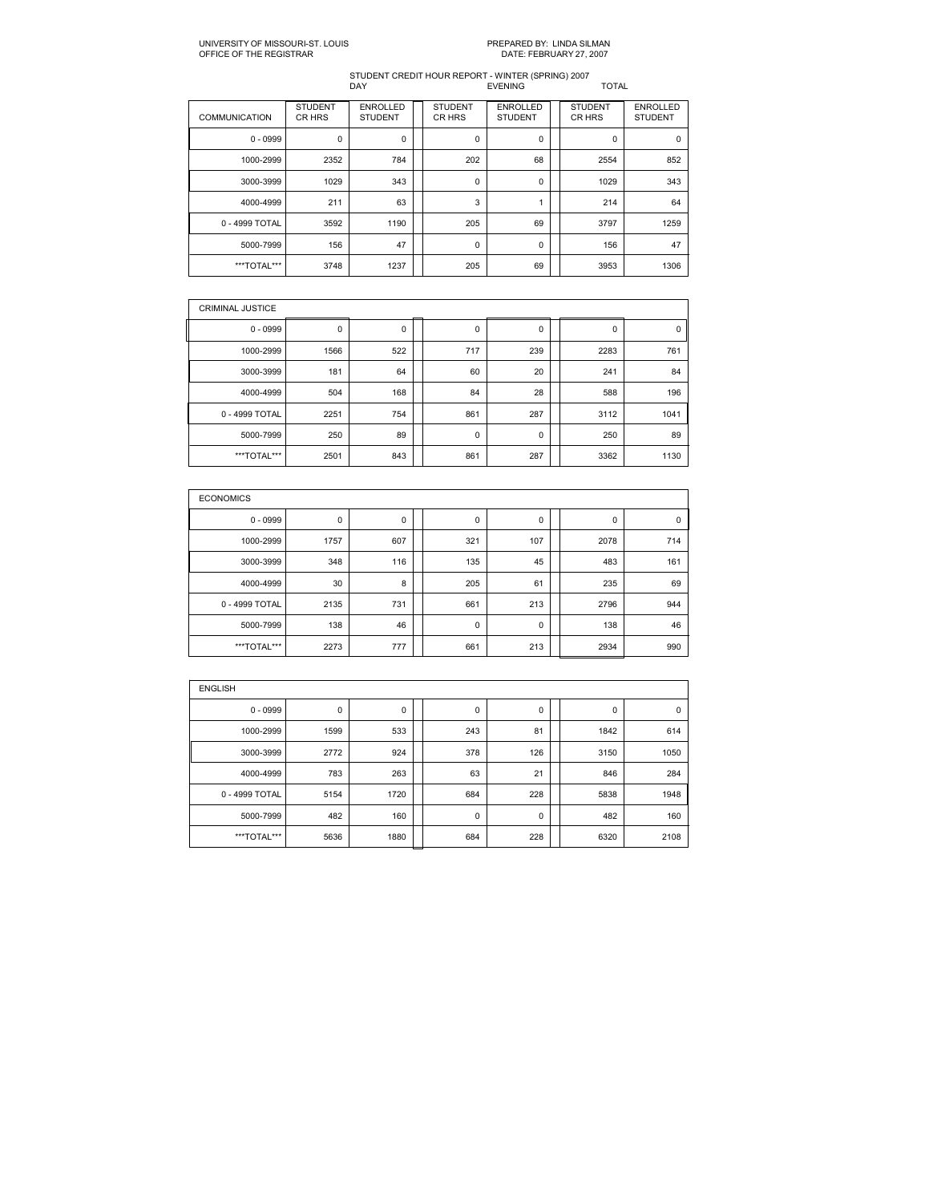UNIVERSITY OF MISSOURI-ST. LOUIS
OFFICE OF THE REGISTRAR

PREPARED BY: LINDA SILMAN
DATE: FEBRUARY 27, 2007

STUDENT CREDIT HOUR REPORT - WINTER (SPRING) 2007

| COMMUNICATION | DAY STUDENT CR HRS | DAY ENROLLED STUDENT | EVENING STUDENT CR HRS | EVENING ENROLLED STUDENT | TOTAL STUDENT CR HRS | TOTAL ENROLLED STUDENT |
|---|---|---|---|---|---|---|
| 0 - 0999 | 0 | 0 | 0 | 0 | 0 | 0 |
| 1000-2999 | 2352 | 784 | 202 | 68 | 2554 | 852 |
| 3000-3999 | 1029 | 343 | 0 | 0 | 1029 | 343 |
| 4000-4999 | 211 | 63 | 3 | 1 | 214 | 64 |
| 0 - 4999 TOTAL | 3592 | 1190 | 205 | 69 | 3797 | 1259 |
| 5000-7999 | 156 | 47 | 0 | 0 | 156 | 47 |
| ***TOTAL*** | 3748 | 1237 | 205 | 69 | 3953 | 1306 |

| CRIMINAL JUSTICE | | | | | | |
|---|---|---|---|---|---|---|
| 0 - 0999 | 0 | 0 | 0 | 0 | 0 | 0 |
| 1000-2999 | 1566 | 522 | 717 | 239 | 2283 | 761 |
| 3000-3999 | 181 | 64 | 60 | 20 | 241 | 84 |
| 4000-4999 | 504 | 168 | 84 | 28 | 588 | 196 |
| 0 - 4999 TOTAL | 2251 | 754 | 861 | 287 | 3112 | 1041 |
| 5000-7999 | 250 | 89 | 0 | 0 | 250 | 89 |
| ***TOTAL*** | 2501 | 843 | 861 | 287 | 3362 | 1130 |

| ECONOMICS | | | | | | |
|---|---|---|---|---|---|---|
| 0 - 0999 | 0 | 0 | 0 | 0 | 0 | 0 |
| 1000-2999 | 1757 | 607 | 321 | 107 | 2078 | 714 |
| 3000-3999 | 348 | 116 | 135 | 45 | 483 | 161 |
| 4000-4999 | 30 | 8 | 205 | 61 | 235 | 69 |
| 0 - 4999 TOTAL | 2135 | 731 | 661 | 213 | 2796 | 944 |
| 5000-7999 | 138 | 46 | 0 | 0 | 138 | 46 |
| ***TOTAL*** | 2273 | 777 | 661 | 213 | 2934 | 990 |

| ENGLISH | | | | | | |
|---|---|---|---|---|---|---|
| 0 - 0999 | 0 | 0 | 0 | 0 | 0 | 0 |
| 1000-2999 | 1599 | 533 | 243 | 81 | 1842 | 614 |
| 3000-3999 | 2772 | 924 | 378 | 126 | 3150 | 1050 |
| 4000-4999 | 783 | 263 | 63 | 21 | 846 | 284 |
| 0 - 4999 TOTAL | 5154 | 1720 | 684 | 228 | 5838 | 1948 |
| 5000-7999 | 482 | 160 | 0 | 0 | 482 | 160 |
| ***TOTAL*** | 5636 | 1880 | 684 | 228 | 6320 | 2108 |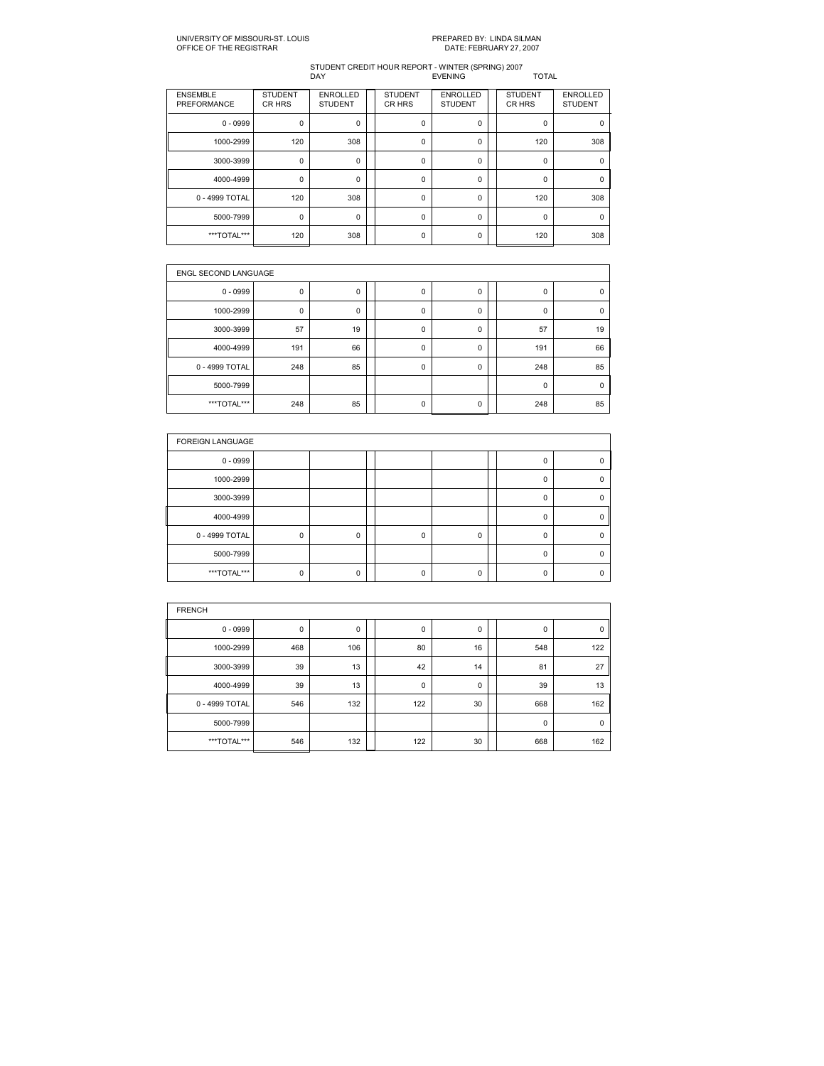UNIVERSITY OF MISSOURI-ST. LOUIS
OFFICE OF THE REGISTRAR

PREPARED BY: LINDA SILMAN
DATE: FEBRUARY 27, 2007

STUDENT CREDIT HOUR REPORT - WINTER (SPRING) 2007

| | DAY | | EVENING | | TOTAL | |
|---|---|---|---|---|---|---|
| ENSEMBLE PREFORMANCE | STUDENT CR HRS | ENROLLED STUDENT | STUDENT CR HRS | ENROLLED STUDENT | STUDENT CR HRS | ENROLLED STUDENT |
| 0 - 0999 | 0 | 0 | 0 | 0 | 0 | 0 |
| 1000-2999 | 120 | 308 | 0 | 0 | 120 | 308 |
| 3000-3999 | 0 | 0 | 0 | 0 | 0 | 0 |
| 4000-4999 | 0 | 0 | 0 | 0 | 0 | 0 |
| 0 - 4999 TOTAL | 120 | 308 | 0 | 0 | 120 | 308 |
| 5000-7999 | 0 | 0 | 0 | 0 | 0 | 0 |
| ***TOTAL*** | 120 | 308 | 0 | 0 | 120 | 308 |

| ENGL SECOND LANGUAGE | | | | | | |
|---|---|---|---|---|---|---|
| 0 - 0999 | 0 | 0 | 0 | 0 | 0 | 0 |
| 1000-2999 | 0 | 0 | 0 | 0 | 0 | 0 |
| 3000-3999 | 57 | 19 | 0 | 0 | 57 | 19 |
| 4000-4999 | 191 | 66 | 0 | 0 | 191 | 66 |
| 0 - 4999 TOTAL | 248 | 85 | 0 | 0 | 248 | 85 |
| 5000-7999 | | | | | 0 | 0 |
| ***TOTAL*** | 248 | 85 | 0 | 0 | 248 | 85 |

| FOREIGN LANGUAGE | | | | | | |
|---|---|---|---|---|---|---|
| 0 - 0999 | | | | | 0 | 0 |
| 1000-2999 | | | | | 0 | 0 |
| 3000-3999 | | | | | 0 | 0 |
| 4000-4999 | | | | | 0 | 0 |
| 0 - 4999 TOTAL | 0 | 0 | 0 | 0 | 0 | 0 |
| 5000-7999 | | | | | 0 | 0 |
| ***TOTAL*** | 0 | 0 | 0 | 0 | 0 | 0 |

| FRENCH | | | | | | |
|---|---|---|---|---|---|---|
| 0 - 0999 | 0 | 0 | 0 | 0 | 0 | 0 |
| 1000-2999 | 468 | 106 | 80 | 16 | 548 | 122 |
| 3000-3999 | 39 | 13 | 42 | 14 | 81 | 27 |
| 4000-4999 | 39 | 13 | 0 | 0 | 39 | 13 |
| 0 - 4999 TOTAL | 546 | 132 | 122 | 30 | 668 | 162 |
| 5000-7999 | | | | | 0 | 0 |
| ***TOTAL*** | 546 | 132 | 122 | 30 | 668 | 162 |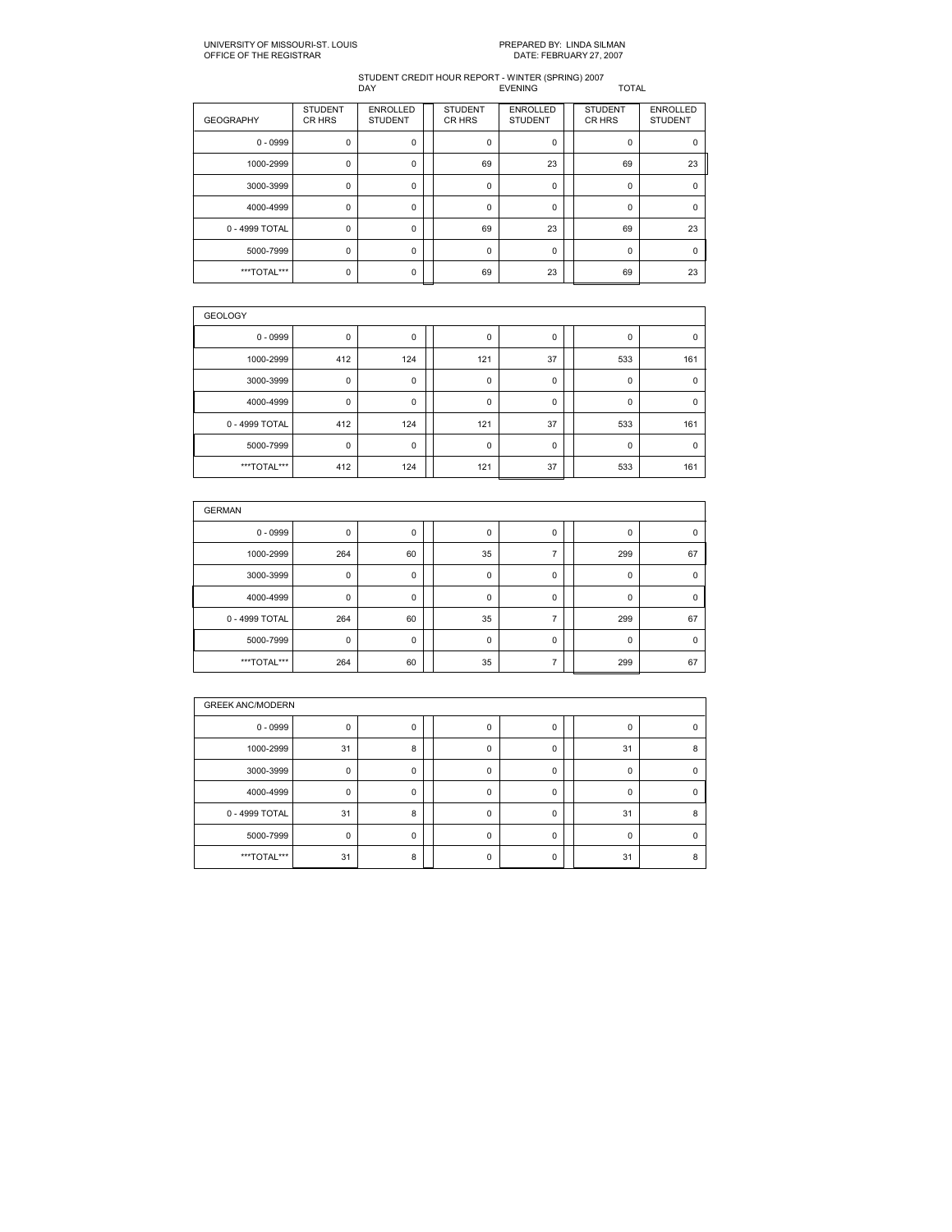UNIVERSITY OF MISSOURI-ST. LOUIS
OFFICE OF THE REGISTRAR

PREPARED BY: LINDA SILMAN
DATE: FEBRUARY 27, 2007

STUDENT CREDIT HOUR REPORT - WINTER (SPRING) 2007

| | DAY | | EVENING | | TOTAL | |
|---|---|---|---|---|---|---|
| GEOGRAPHY | STUDENT CR HRS | ENROLLED STUDENT | STUDENT CR HRS | ENROLLED STUDENT | STUDENT CR HRS | ENROLLED STUDENT |
| 0 - 0999 | 0 | 0 | 0 | 0 | 0 | 0 |
| 1000-2999 | 0 | 0 | 69 | 23 | 69 | 23 |
| 3000-3999 | 0 | 0 | 0 | 0 | 0 | 0 |
| 4000-4999 | 0 | 0 | 0 | 0 | 0 | 0 |
| 0 - 4999 TOTAL | 0 | 0 | 69 | 23 | 69 | 23 |
| 5000-7999 | 0 | 0 | 0 | 0 | 0 | 0 |
| \*\*\*TOTAL\*\*\* | 0 | 0 | 69 | 23 | 69 | 23 |

| GEOLOGY | | | | | | |
|---|---|---|---|---|---|---|
| 0 - 0999 | 0 | 0 | 0 | 0 | 0 | 0 |
| 1000-2999 | 412 | 124 | 121 | 37 | 533 | 161 |
| 3000-3999 | 0 | 0 | 0 | 0 | 0 | 0 |
| 4000-4999 | 0 | 0 | 0 | 0 | 0 | 0 |
| 0 - 4999 TOTAL | 412 | 124 | 121 | 37 | 533 | 161 |
| 5000-7999 | 0 | 0 | 0 | 0 | 0 | 0 |
| \*\*\*TOTAL\*\*\* | 412 | 124 | 121 | 37 | 533 | 161 |

| GERMAN | | | | | | |
|---|---|---|---|---|---|---|
| 0 - 0999 | 0 | 0 | 0 | 0 | 0 | 0 |
| 1000-2999 | 264 | 60 | 35 | 7 | 299 | 67 |
| 3000-3999 | 0 | 0 | 0 | 0 | 0 | 0 |
| 4000-4999 | 0 | 0 | 0 | 0 | 0 | 0 |
| 0 - 4999 TOTAL | 264 | 60 | 35 | 7 | 299 | 67 |
| 5000-7999 | 0 | 0 | 0 | 0 | 0 | 0 |
| \*\*\*TOTAL\*\*\* | 264 | 60 | 35 | 7 | 299 | 67 |

| GREEK ANC/MODERN | | | | | | |
|---|---|---|---|---|---|---|
| 0 - 0999 | 0 | 0 | 0 | 0 | 0 | 0 |
| 1000-2999 | 31 | 8 | 0 | 0 | 31 | 8 |
| 3000-3999 | 0 | 0 | 0 | 0 | 0 | 0 |
| 4000-4999 | 0 | 0 | 0 | 0 | 0 | 0 |
| 0 - 4999 TOTAL | 31 | 8 | 0 | 0 | 31 | 8 |
| 5000-7999 | 0 | 0 | 0 | 0 | 0 | 0 |
| \*\*\*TOTAL\*\*\* | 31 | 8 | 0 | 0 | 31 | 8 |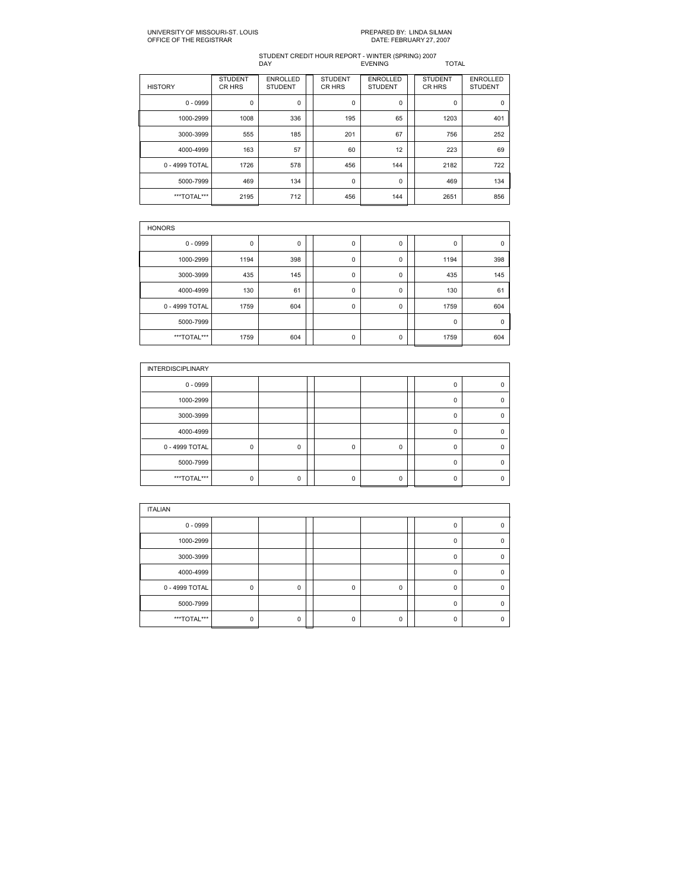UNIVERSITY OF MISSOURI-ST. LOUIS
OFFICE OF THE REGISTRAR

PREPARED BY: LINDA SILMAN
DATE: FEBRUARY 27, 2007

STUDENT CREDIT HOUR REPORT - WINTER (SPRING) 2007

| | DAY | | EVENING | | TOTAL | |
|---|---|---|---|---|---|---|
| HISTORY | STUDENT CR HRS | ENROLLED STUDENT | STUDENT CR HRS | ENROLLED STUDENT | STUDENT CR HRS | ENROLLED STUDENT |
| 0 - 0999 | 0 | 0 | 0 | 0 | 0 | 0 |
| 1000-2999 | 1008 | 336 | 195 | 65 | 1203 | 401 |
| 3000-3999 | 555 | 185 | 201 | 67 | 756 | 252 |
| 4000-4999 | 163 | 57 | 60 | 12 | 223 | 69 |
| 0 - 4999 TOTAL | 1726 | 578 | 456 | 144 | 2182 | 722 |
| 5000-7999 | 469 | 134 | 0 | 0 | 469 | 134 |
| \*\*\*TOTAL\*\*\* | 2195 | 712 | 456 | 144 | 2651 | 856 |

| HONORS | | | | | | |
|---|---|---|---|---|---|---|
| 0 - 0999 | 0 | 0 | 0 | 0 | 0 | 0 |
| 1000-2999 | 1194 | 398 | 0 | 0 | 1194 | 398 |
| 3000-3999 | 435 | 145 | 0 | 0 | 435 | 145 |
| 4000-4999 | 130 | 61 | 0 | 0 | 130 | 61 |
| 0 - 4999 TOTAL | 1759 | 604 | 0 | 0 | 1759 | 604 |
| 5000-7999 | | | | | 0 | 0 |
| ***TOTAL*** | 1759 | 604 | 0 | 0 | 1759 | 604 |

| INTERDISCIPLINARY | | | | | | |
|---|---|---|---|---|---|---|
| 0 - 0999 | | | | | 0 | 0 |
| 1000-2999 | | | | | 0 | 0 |
| 3000-3999 | | | | | 0 | 0 |
| 4000-4999 | | | | | 0 | 0 |
| 0 - 4999 TOTAL | 0 | 0 | 0 | 0 | 0 | 0 |
| 5000-7999 | | | | | 0 | 0 |
| ***TOTAL*** | 0 | 0 | 0 | 0 | 0 | 0 |

| ITALIAN | | | | | | |
|---|---|---|---|---|---|---|
| 0 - 0999 | | | | | 0 | 0 |
| 1000-2999 | | | | | 0 | 0 |
| 3000-3999 | | | | | 0 | 0 |
| 4000-4999 | | | | | 0 | 0 |
| 0 - 4999 TOTAL | 0 | 0 | 0 | 0 | 0 | 0 |
| 5000-7999 | | | | | 0 | 0 |
| ***TOTAL*** | 0 | 0 | 0 | 0 | 0 | 0 |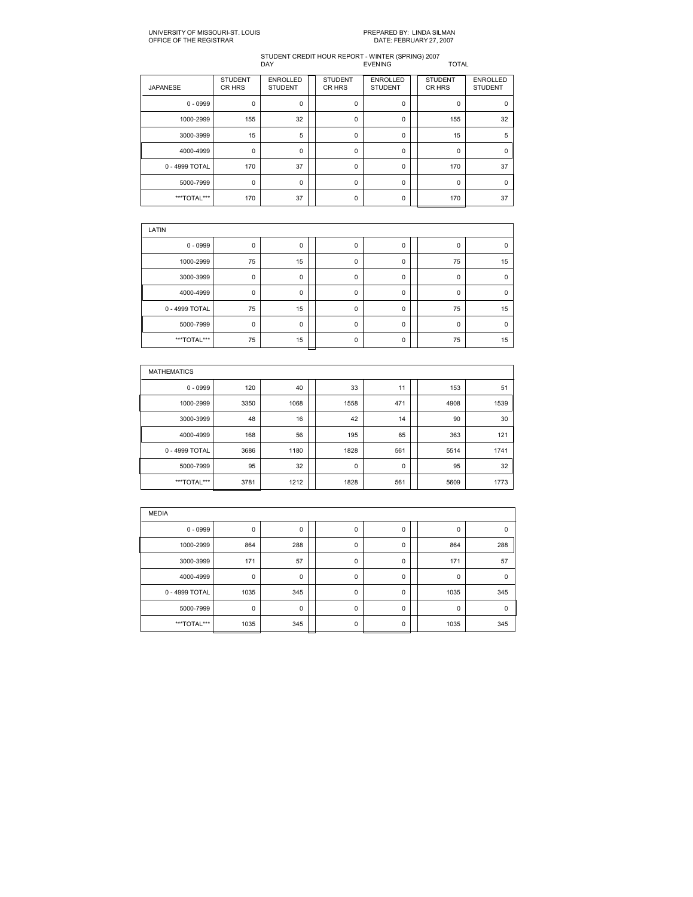UNIVERSITY OF MISSOURI-ST. LOUIS
OFFICE OF THE REGISTRAR

PREPARED BY: LINDA SILMAN
DATE: FEBRUARY 27, 2007

STUDENT CREDIT HOUR REPORT - WINTER (SPRING) 2007

| | DAY | | EVENING | | TOTAL | |
|---|---|---|---|---|---|---|
| JAPANESE | STUDENT CR HRS | ENROLLED STUDENT | STUDENT CR HRS | ENROLLED STUDENT | STUDENT CR HRS | ENROLLED STUDENT |
| 0 - 0999 | 0 | 0 | 0 | 0 | 0 | 0 |
| 1000-2999 | 155 | 32 | 0 | 0 | 155 | 32 |
| 3000-3999 | 15 | 5 | 0 | 0 | 15 | 5 |
| 4000-4999 | 0 | 0 | 0 | 0 | 0 | 0 |
| 0 - 4999 TOTAL | 170 | 37 | 0 | 0 | 170 | 37 |
| 5000-7999 | 0 | 0 | 0 | 0 | 0 | 0 |
| ***TOTAL*** | 170 | 37 | 0 | 0 | 170 | 37 |

| LATIN | | | | | | |
|---|---|---|---|---|---|---|
| 0 - 0999 | 0 | 0 | 0 | 0 | 0 | 0 |
| 1000-2999 | 75 | 15 | 0 | 0 | 75 | 15 |
| 3000-3999 | 0 | 0 | 0 | 0 | 0 | 0 |
| 4000-4999 | 0 | 0 | 0 | 0 | 0 | 0 |
| 0 - 4999 TOTAL | 75 | 15 | 0 | 0 | 75 | 15 |
| 5000-7999 | 0 | 0 | 0 | 0 | 0 | 0 |
| ***TOTAL*** | 75 | 15 | 0 | 0 | 75 | 15 |

| MATHEMATICS | | | | | | |
|---|---|---|---|---|---|---|
| 0 - 0999 | 120 | 40 | 33 | 11 | 153 | 51 |
| 1000-2999 | 3350 | 1068 | 1558 | 471 | 4908 | 1539 |
| 3000-3999 | 48 | 16 | 42 | 14 | 90 | 30 |
| 4000-4999 | 168 | 56 | 195 | 65 | 363 | 121 |
| 0 - 4999 TOTAL | 3686 | 1180 | 1828 | 561 | 5514 | 1741 |
| 5000-7999 | 95 | 32 | 0 | 0 | 95 | 32 |
| ***TOTAL*** | 3781 | 1212 | 1828 | 561 | 5609 | 1773 |

| MEDIA | | | | | | |
|---|---|---|---|---|---|---|
| 0 - 0999 | 0 | 0 | 0 | 0 | 0 | 0 |
| 1000-2999 | 864 | 288 | 0 | 0 | 864 | 288 |
| 3000-3999 | 171 | 57 | 0 | 0 | 171 | 57 |
| 4000-4999 | 0 | 0 | 0 | 0 | 0 | 0 |
| 0 - 4999 TOTAL | 1035 | 345 | 0 | 0 | 1035 | 345 |
| 5000-7999 | 0 | 0 | 0 | 0 | 0 | 0 |
| ***TOTAL*** | 1035 | 345 | 0 | 0 | 1035 | 345 |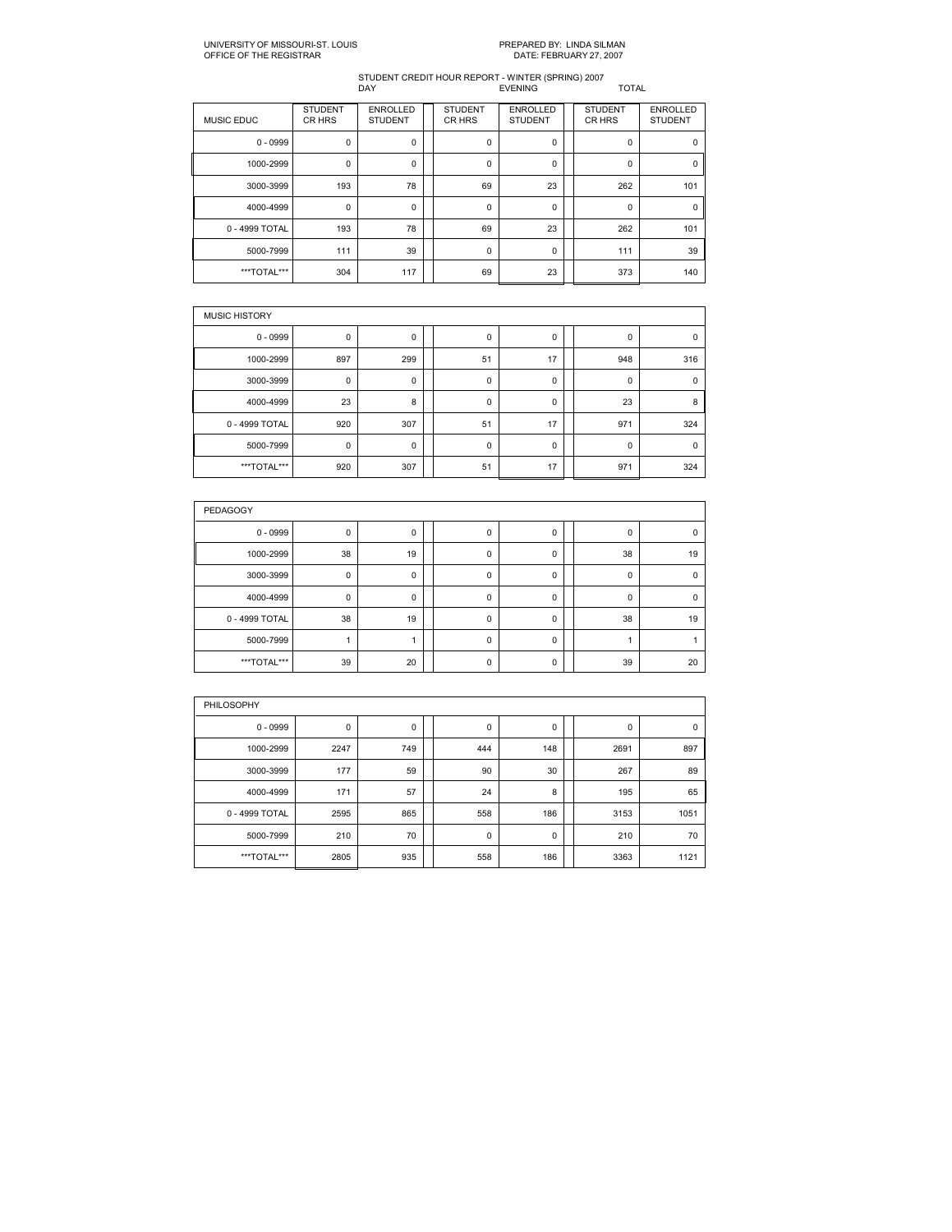UNIVERSITY OF MISSOURI-ST. LOUIS
OFFICE OF THE REGISTRAR

PREPARED BY: LINDA SILMAN
DATE: FEBRUARY 27, 2007

STUDENT CREDIT HOUR REPORT - WINTER (SPRING) 2007

| | DAY | | EVENING | | TOTAL | |
|---|---|---|---|---|---|---|
| MUSIC EDUC | STUDENT CR HRS | ENROLLED STUDENT | STUDENT CR HRS | ENROLLED STUDENT | STUDENT CR HRS | ENROLLED STUDENT |
| 0 - 0999 | 0 | 0 | 0 | 0 | 0 | 0 |
| 1000-2999 | 0 | 0 | 0 | 0 | 0 | 0 |
| 3000-3999 | 193 | 78 | 69 | 23 | 262 | 101 |
| 4000-4999 | 0 | 0 | 0 | 0 | 0 | 0 |
| 0 - 4999 TOTAL | 193 | 78 | 69 | 23 | 262 | 101 |
| 5000-7999 | 111 | 39 | 0 | 0 | 111 | 39 |
| ***TOTAL*** | 304 | 117 | 69 | 23 | 373 | 140 |

| MUSIC HISTORY | | | | | | |
|---|---|---|---|---|---|---|
| 0 - 0999 | 0 | 0 | 0 | 0 | 0 | 0 |
| 1000-2999 | 897 | 299 | 51 | 17 | 948 | 316 |
| 3000-3999 | 0 | 0 | 0 | 0 | 0 | 0 |
| 4000-4999 | 23 | 8 | 0 | 0 | 23 | 8 |
| 0 - 4999 TOTAL | 920 | 307 | 51 | 17 | 971 | 324 |
| 5000-7999 | 0 | 0 | 0 | 0 | 0 | 0 |
| ***TOTAL*** | 920 | 307 | 51 | 17 | 971 | 324 |

| PEDAGOGY | | | | | | |
|---|---|---|---|---|---|---|
| 0 - 0999 | 0 | 0 | 0 | 0 | 0 | 0 |
| 1000-2999 | 38 | 19 | 0 | 0 | 38 | 19 |
| 3000-3999 | 0 | 0 | 0 | 0 | 0 | 0 |
| 4000-4999 | 0 | 0 | 0 | 0 | 0 | 0 |
| 0 - 4999 TOTAL | 38 | 19 | 0 | 0 | 38 | 19 |
| 5000-7999 | 1 | 1 | 0 | 0 | 1 | 1 |
| ***TOTAL*** | 39 | 20 | 0 | 0 | 39 | 20 |

| PHILOSOPHY | | | | | | |
|---|---|---|---|---|---|---|
| 0 - 0999 | 0 | 0 | 0 | 0 | 0 | 0 |
| 1000-2999 | 2247 | 749 | 444 | 148 | 2691 | 897 |
| 3000-3999 | 177 | 59 | 90 | 30 | 267 | 89 |
| 4000-4999 | 171 | 57 | 24 | 8 | 195 | 65 |
| 0 - 4999 TOTAL | 2595 | 865 | 558 | 186 | 3153 | 1051 |
| 5000-7999 | 210 | 70 | 0 | 0 | 210 | 70 |
| ***TOTAL*** | 2805 | 935 | 558 | 186 | 3363 | 1121 |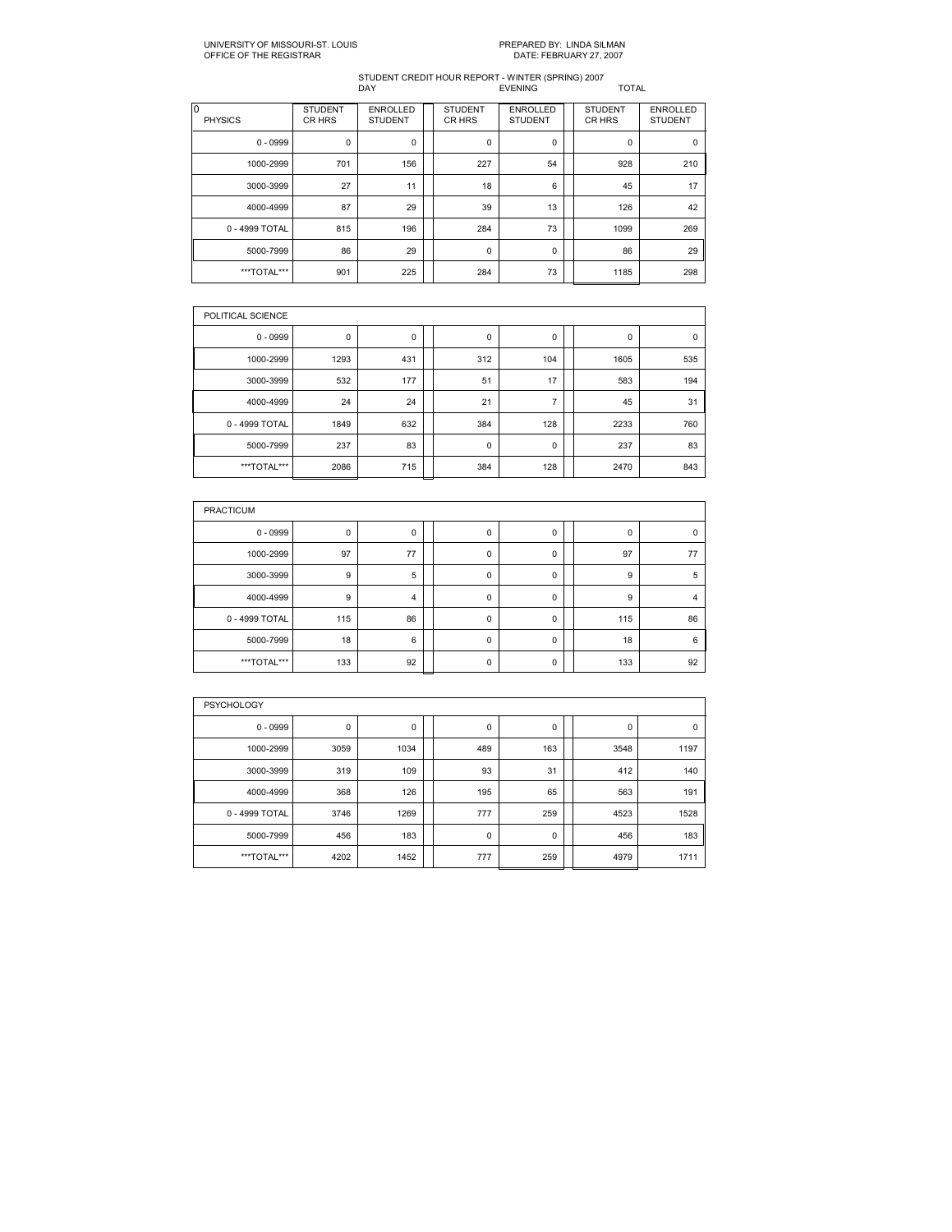UNIVERSITY OF MISSOURI-ST. LOUIS
OFFICE OF THE REGISTRAR

PREPARED BY: LINDA SILMAN
DATE: FEBRUARY 27, 2007

STUDENT CREDIT HOUR REPORT - WINTER (SPRING) 2007

| | DAY | | EVENING | | TOTAL | |
|---|---|---|---|---|---|---|
| 0 PHYSICS | STUDENT CR HRS | ENROLLED STUDENT | STUDENT CR HRS | ENROLLED STUDENT | STUDENT CR HRS | ENROLLED STUDENT |
| 0 - 0999 | 0 | 0 | 0 | 0 | 0 | 0 |
| 1000-2999 | 701 | 156 | 227 | 54 | 928 | 210 |
| 3000-3999 | 27 | 11 | 18 | 6 | 45 | 17 |
| 4000-4999 | 87 | 29 | 39 | 13 | 126 | 42 |
| 0 - 4999 TOTAL | 815 | 196 | 284 | 73 | 1099 | 269 |
| 5000-7999 | 86 | 29 | 0 | 0 | 86 | 29 |
| ***TOTAL*** | 901 | 225 | 284 | 73 | 1185 | 298 |

| POLITICAL SCIENCE | | | | | | |
|---|---|---|---|---|---|---|
| 0 - 0999 | 0 | 0 | 0 | 0 | 0 | 0 |
| 1000-2999 | 1293 | 431 | 312 | 104 | 1605 | 535 |
| 3000-3999 | 532 | 177 | 51 | 17 | 583 | 194 |
| 4000-4999 | 24 | 24 | 21 | 7 | 45 | 31 |
| 0 - 4999 TOTAL | 1849 | 632 | 384 | 128 | 2233 | 760 |
| 5000-7999 | 237 | 83 | 0 | 0 | 237 | 83 |
| ***TOTAL*** | 2086 | 715 | 384 | 128 | 2470 | 843 |

| PRACTICUM | | | | | | |
|---|---|---|---|---|---|---|
| 0 - 0999 | 0 | 0 | 0 | 0 | 0 | 0 |
| 1000-2999 | 97 | 77 | 0 | 0 | 97 | 77 |
| 3000-3999 | 9 | 5 | 0 | 0 | 9 | 5 |
| 4000-4999 | 9 | 4 | 0 | 0 | 9 | 4 |
| 0 - 4999 TOTAL | 115 | 86 | 0 | 0 | 115 | 86 |
| 5000-7999 | 18 | 6 | 0 | 0 | 18 | 6 |
| ***TOTAL*** | 133 | 92 | 0 | 0 | 133 | 92 |

| PSYCHOLOGY | | | | | | |
|---|---|---|---|---|---|---|
| 0 - 0999 | 0 | 0 | 0 | 0 | 0 | 0 |
| 1000-2999 | 3059 | 1034 | 489 | 163 | 3548 | 1197 |
| 3000-3999 | 319 | 109 | 93 | 31 | 412 | 140 |
| 4000-4999 | 368 | 126 | 195 | 65 | 563 | 191 |
| 0 - 4999 TOTAL | 3746 | 1269 | 777 | 259 | 4523 | 1528 |
| 5000-7999 | 456 | 183 | 0 | 0 | 456 | 183 |
| ***TOTAL*** | 4202 | 1452 | 777 | 259 | 4979 | 1711 |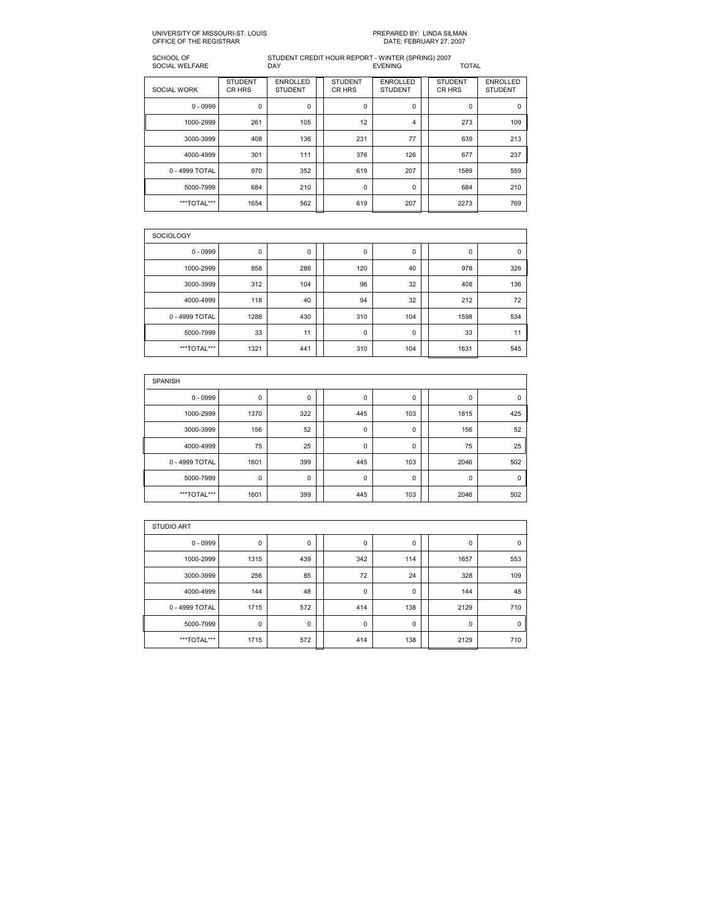UNIVERSITY OF MISSOURI-ST. LOUIS
OFFICE OF THE REGISTRAR

PREPARED BY: LINDA SILMAN
DATE: FEBRUARY 27, 2007

SCHOOL OF SOCIAL WELFARE

STUDENT CREDIT HOUR REPORT - WINTER (SPRING) 2007

| | DAY | | EVENING | | TOTAL | |
|---|---|---|---|---|---|---|
| SOCIAL WORK | STUDENT CR HRS | ENROLLED STUDENT | STUDENT CR HRS | ENROLLED STUDENT | STUDENT CR HRS | ENROLLED STUDENT |
| 0 - 0999 | 0 | 0 | 0 | 0 | 0 | 0 |
| 1000-2999 | 261 | 105 | 12 | 4 | 273 | 109 |
| 3000-3999 | 408 | 136 | 231 | 77 | 639 | 213 |
| 4000-4999 | 301 | 111 | 376 | 126 | 677 | 237 |
| 0 - 4999 TOTAL | 970 | 352 | 619 | 207 | 1589 | 559 |
| 5000-7999 | 684 | 210 | 0 | 0 | 684 | 210 |
| ***TOTAL*** | 1654 | 562 | 619 | 207 | 2273 | 769 |

| SOCIOLOGY | | | | | | |
|---|---|---|---|---|---|---|
| 0 - 0999 | 0 | 0 | 0 | 0 | 0 | 0 |
| 1000-2999 | 858 | 286 | 120 | 40 | 978 | 326 |
| 3000-3999 | 312 | 104 | 96 | 32 | 408 | 136 |
| 4000-4999 | 118 | 40 | 94 | 32 | 212 | 72 |
| 0 - 4999 TOTAL | 1288 | 430 | 310 | 104 | 1598 | 534 |
| 5000-7999 | 33 | 11 | 0 | 0 | 33 | 11 |
| ***TOTAL*** | 1321 | 441 | 310 | 104 | 1631 | 545 |

| SPANISH | | | | | | |
|---|---|---|---|---|---|---|
| 0 - 0999 | 0 | 0 | 0 | 0 | 0 | 0 |
| 1000-2999 | 1370 | 322 | 445 | 103 | 1815 | 425 |
| 3000-3999 | 156 | 52 | 0 | 0 | 156 | 52 |
| 4000-4999 | 75 | 25 | 0 | 0 | 75 | 25 |
| 0 - 4999 TOTAL | 1601 | 399 | 445 | 103 | 2046 | 502 |
| 5000-7999 | 0 | 0 | 0 | 0 | 0 | 0 |
| ***TOTAL*** | 1601 | 399 | 445 | 103 | 2046 | 502 |

| STUDIO ART | | | | | | |
|---|---|---|---|---|---|---|
| 0 - 0999 | 0 | 0 | 0 | 0 | 0 | 0 |
| 1000-2999 | 1315 | 439 | 342 | 114 | 1657 | 553 |
| 3000-3999 | 256 | 85 | 72 | 24 | 328 | 109 |
| 4000-4999 | 144 | 48 | 0 | 0 | 144 | 48 |
| 0 - 4999 TOTAL | 1715 | 572 | 414 | 138 | 2129 | 710 |
| 5000-7999 | 0 | 0 | 0 | 0 | 0 | 0 |
| ***TOTAL*** | 1715 | 572 | 414 | 138 | 2129 | 710 |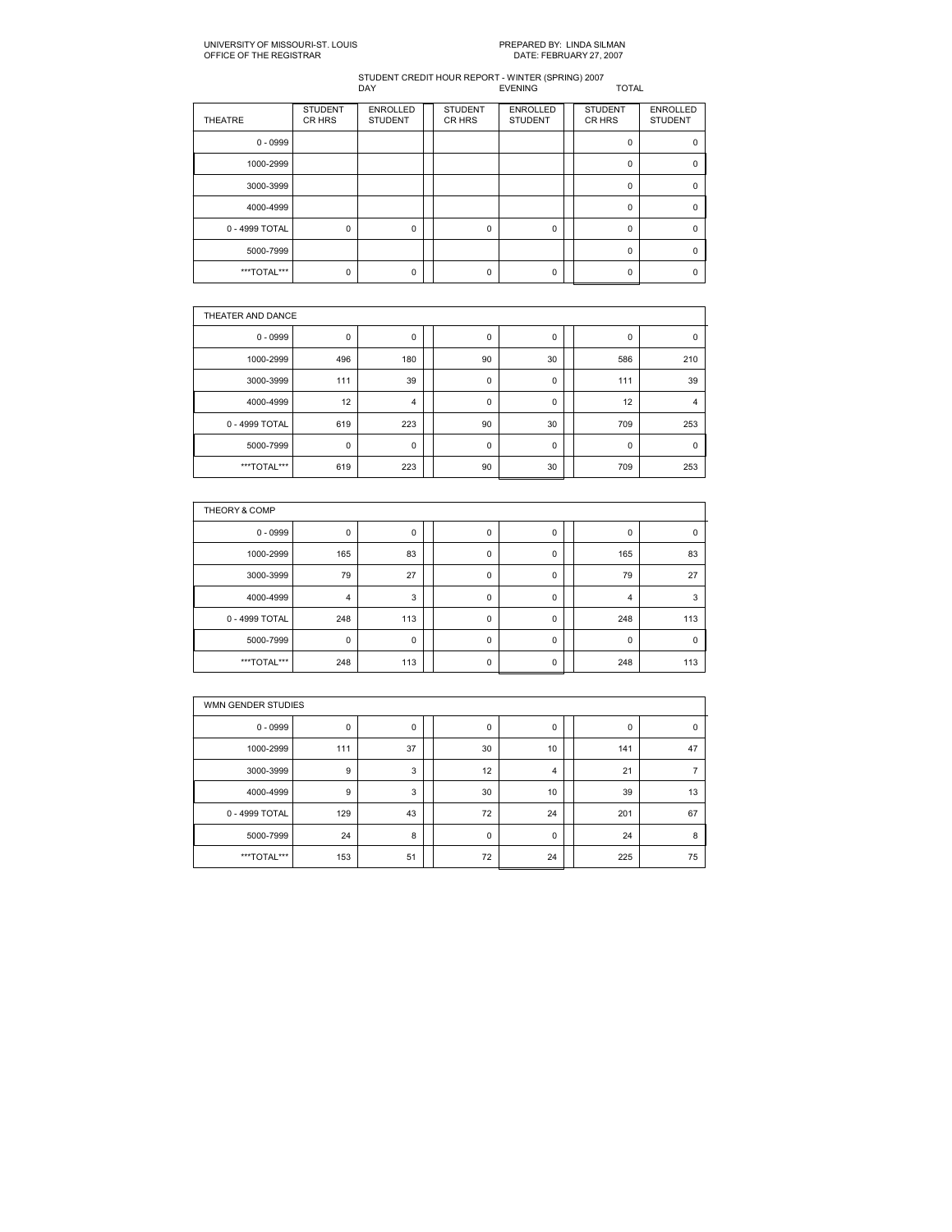UNIVERSITY OF MISSOURI-ST. LOUIS
OFFICE OF THE REGISTRAR

PREPARED BY: LINDA SILMAN
DATE: FEBRUARY 27, 2007

STUDENT CREDIT HOUR REPORT - WINTER (SPRING) 2007

| | DAY | | EVENING | | TOTAL | |
|---|---|---|---|---|---|---|
| THEATRE | STUDENT CR HRS | ENROLLED STUDENT | STUDENT CR HRS | ENROLLED STUDENT | STUDENT CR HRS | ENROLLED STUDENT |
| 0 - 0999 | | | | | 0 | 0 |
| 1000-2999 | | | | | 0 | 0 |
| 3000-3999 | | | | | 0 | 0 |
| 4000-4999 | | | | | 0 | 0 |
| 0 - 4999 TOTAL | 0 | 0 | 0 | 0 | 0 | 0 |
| 5000-7999 | | | | | 0 | 0 |
| ***TOTAL*** | 0 | 0 | 0 | 0 | 0 | 0 |

| THEATER AND DANCE | | | | | | |
|---|---|---|---|---|---|---|
| 0 - 0999 | 0 | 0 | 0 | 0 | 0 | 0 |
| 1000-2999 | 496 | 180 | 90 | 30 | 586 | 210 |
| 3000-3999 | 111 | 39 | 0 | 0 | 111 | 39 |
| 4000-4999 | 12 | 4 | 0 | 0 | 12 | 4 |
| 0 - 4999 TOTAL | 619 | 223 | 90 | 30 | 709 | 253 |
| 5000-7999 | 0 | 0 | 0 | 0 | 0 | 0 |
| ***TOTAL*** | 619 | 223 | 90 | 30 | 709 | 253 |

| THEORY & COMP | | | | | | |
|---|---|---|---|---|---|---|
| 0 - 0999 | 0 | 0 | 0 | 0 | 0 | 0 |
| 1000-2999 | 165 | 83 | 0 | 0 | 165 | 83 |
| 3000-3999 | 79 | 27 | 0 | 0 | 79 | 27 |
| 4000-4999 | 4 | 3 | 0 | 0 | 4 | 3 |
| 0 - 4999 TOTAL | 248 | 113 | 0 | 0 | 248 | 113 |
| 5000-7999 | 0 | 0 | 0 | 0 | 0 | 0 |
| ***TOTAL*** | 248 | 113 | 0 | 0 | 248 | 113 |

| WMN GENDER STUDIES | | | | | | |
|---|---|---|---|---|---|---|
| 0 - 0999 | 0 | 0 | 0 | 0 | 0 | 0 |
| 1000-2999 | 111 | 37 | 30 | 10 | 141 | 47 |
| 3000-3999 | 9 | 3 | 12 | 4 | 21 | 7 |
| 4000-4999 | 9 | 3 | 30 | 10 | 39 | 13 |
| 0 - 4999 TOTAL | 129 | 43 | 72 | 24 | 201 | 67 |
| 5000-7999 | 24 | 8 | 0 | 0 | 24 | 8 |
| ***TOTAL*** | 153 | 51 | 72 | 24 | 225 | 75 |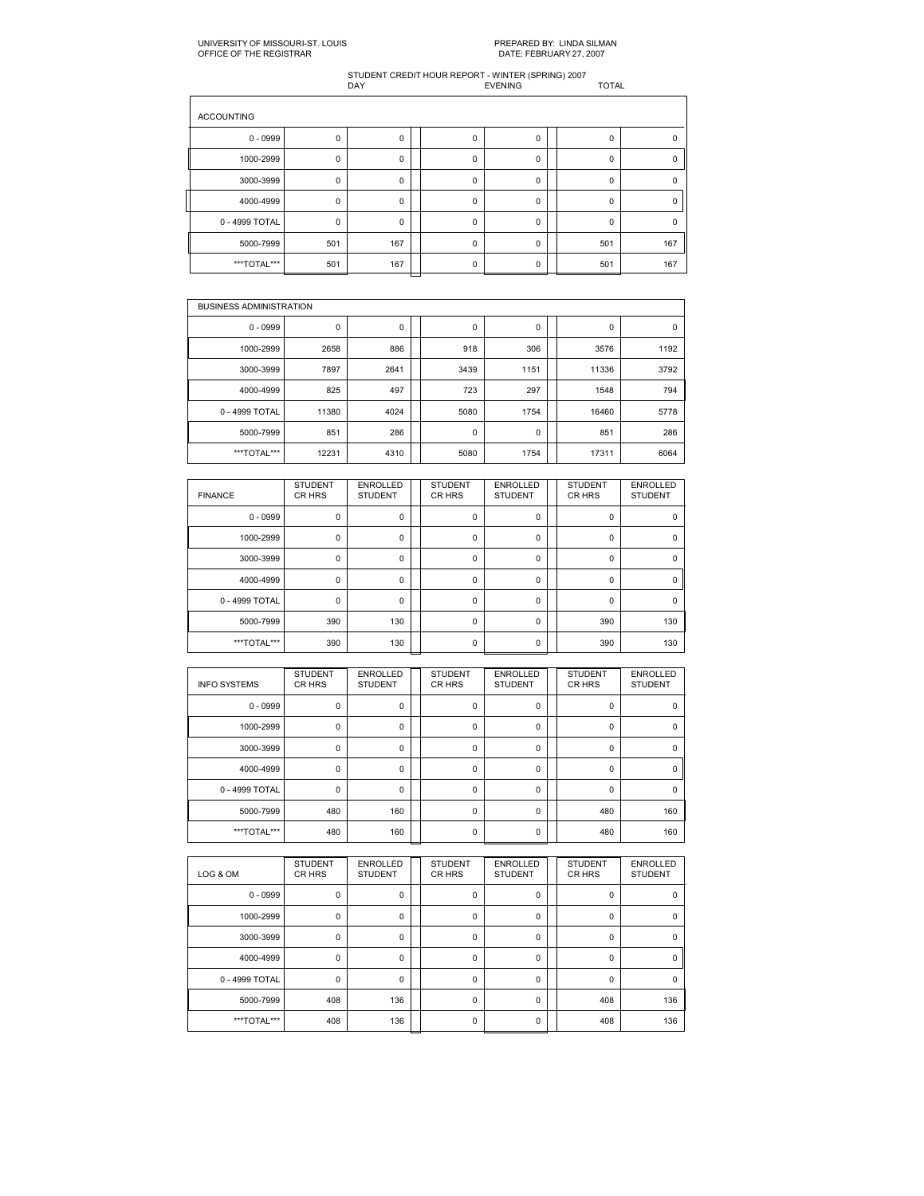UNIVERSITY OF MISSOURI-ST. LOUIS
OFFICE OF THE REGISTRAR

PREPARED BY: LINDA SILMAN
DATE: FEBRUARY 27, 2007

STUDENT CREDIT HOUR REPORT - WINTER (SPRING) 2007

| ACCOUNTING | DAY | | EVENING | | TOTAL | |
|---|---|---|---|---|---|---|
| 0 - 0999 | 0 | 0 | 0 | 0 | 0 | 0 |
| 1000-2999 | 0 | 0 | 0 | 0 | 0 | 0 |
| 3000-3999 | 0 | 0 | 0 | 0 | 0 | 0 |
| 4000-4999 | 0 | 0 | 0 | 0 | 0 | 0 |
| 0 - 4999 TOTAL | 0 | 0 | 0 | 0 | 0 | 0 |
| 5000-7999 | 501 | 167 | 0 | 0 | 501 | 167 |
| ***TOTAL*** | 501 | 167 | 0 | 0 | 501 | 167 |

| BUSINESS ADMINISTRATION | | | | | | |
|---|---|---|---|---|---|---|
| 0 - 0999 | 0 | 0 | 0 | 0 | 0 | 0 |
| 1000-2999 | 2658 | 886 | 918 | 306 | 3576 | 1192 |
| 3000-3999 | 7897 | 2641 | 3439 | 1151 | 11336 | 3792 |
| 4000-4999 | 825 | 497 | 723 | 297 | 1548 | 794 |
| 0 - 4999 TOTAL | 11380 | 4024 | 5080 | 1754 | 16460 | 5778 |
| 5000-7999 | 851 | 286 | 0 | 0 | 851 | 286 |
| ***TOTAL*** | 12231 | 4310 | 5080 | 1754 | 17311 | 6064 |

| FINANCE | STUDENT CR HRS | ENROLLED STUDENT | STUDENT CR HRS | ENROLLED STUDENT | STUDENT CR HRS | ENROLLED STUDENT |
|---|---|---|---|---|---|---|
| 0 - 0999 | 0 | 0 | 0 | 0 | 0 | 0 |
| 1000-2999 | 0 | 0 | 0 | 0 | 0 | 0 |
| 3000-3999 | 0 | 0 | 0 | 0 | 0 | 0 |
| 4000-4999 | 0 | 0 | 0 | 0 | 0 | 0 |
| 0 - 4999 TOTAL | 0 | 0 | 0 | 0 | 0 | 0 |
| 5000-7999 | 390 | 130 | 0 | 0 | 390 | 130 |
| ***TOTAL*** | 390 | 130 | 0 | 0 | 390 | 130 |

| INFO SYSTEMS | STUDENT CR HRS | ENROLLED STUDENT | STUDENT CR HRS | ENROLLED STUDENT | STUDENT CR HRS | ENROLLED STUDENT |
|---|---|---|---|---|---|---|
| 0 - 0999 | 0 | 0 | 0 | 0 | 0 | 0 |
| 1000-2999 | 0 | 0 | 0 | 0 | 0 | 0 |
| 3000-3999 | 0 | 0 | 0 | 0 | 0 | 0 |
| 4000-4999 | 0 | 0 | 0 | 0 | 0 | 0 |
| 0 - 4999 TOTAL | 0 | 0 | 0 | 0 | 0 | 0 |
| 5000-7999 | 480 | 160 | 0 | 0 | 480 | 160 |
| ***TOTAL*** | 480 | 160 | 0 | 0 | 480 | 160 |

| LOG & OM | STUDENT CR HRS | ENROLLED STUDENT | STUDENT CR HRS | ENROLLED STUDENT | STUDENT CR HRS | ENROLLED STUDENT |
|---|---|---|---|---|---|---|
| 0 - 0999 | 0 | 0 | 0 | 0 | 0 | 0 |
| 1000-2999 | 0 | 0 | 0 | 0 | 0 | 0 |
| 3000-3999 | 0 | 0 | 0 | 0 | 0 | 0 |
| 4000-4999 | 0 | 0 | 0 | 0 | 0 | 0 |
| 0 - 4999 TOTAL | 0 | 0 | 0 | 0 | 0 | 0 |
| 5000-7999 | 408 | 136 | 0 | 0 | 408 | 136 |
| ***TOTAL*** | 408 | 136 | 0 | 0 | 408 | 136 |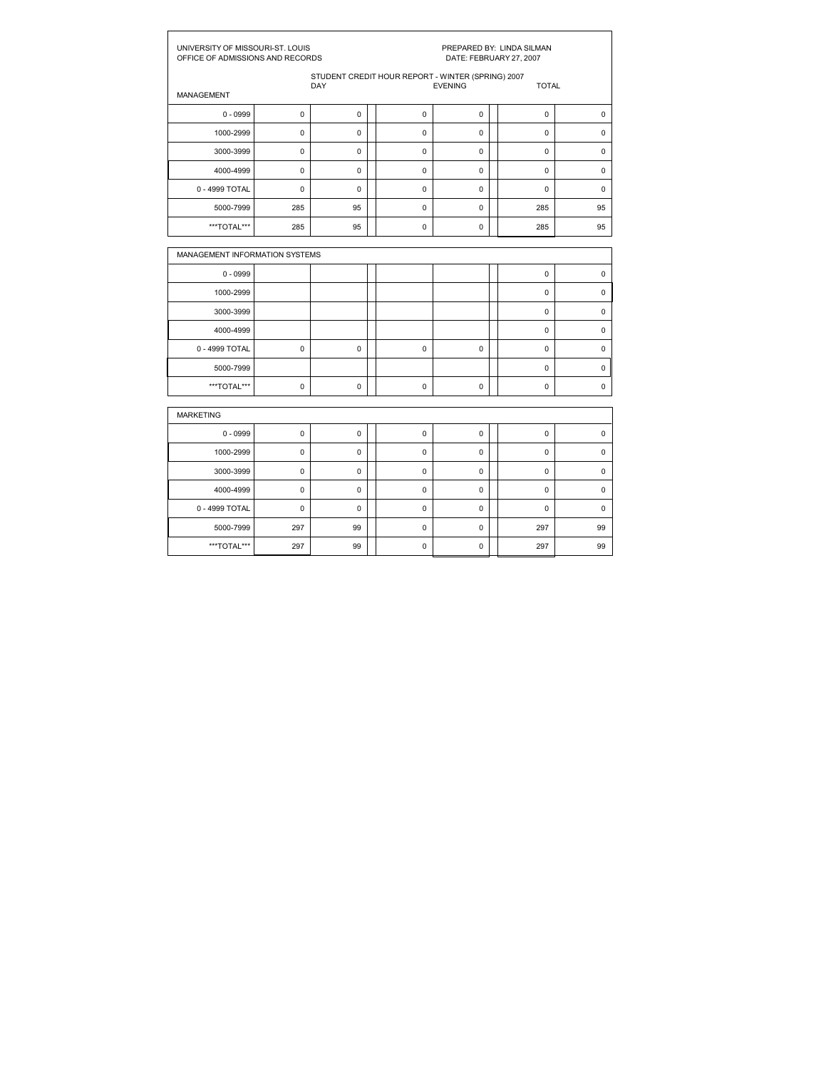UNIVERSITY OF MISSOURI-ST. LOUIS
OFFICE OF ADMISSIONS AND RECORDS

PREPARED BY: LINDA SILMAN
DATE: FEBRUARY 27, 2007

STUDENT CREDIT HOUR REPORT - WINTER (SPRING) 2007

| MANAGEMENT | DAY | | EVENING | | TOTAL | |
|---|---|---|---|---|---|---|
| 0 - 0999 | 0 | 0 | 0 | 0 | 0 | 0 |
| 1000-2999 | 0 | 0 | 0 | 0 | 0 | 0 |
| 3000-3999 | 0 | 0 | 0 | 0 | 0 | 0 |
| 4000-4999 | 0 | 0 | 0 | 0 | 0 | 0 |
| 0 - 4999 TOTAL | 0 | 0 | 0 | 0 | 0 | 0 |
| 5000-7999 | 285 | 95 | 0 | 0 | 285 | 95 |
| ***TOTAL*** | 285 | 95 | 0 | 0 | 285 | 95 |

| MANAGEMENT INFORMATION SYSTEMS | | | | | | |
|---|---|---|---|---|---|---|
| 0 - 0999 | | | | | 0 | 0 |
| 1000-2999 | | | | | 0 | 0 |
| 3000-3999 | | | | | 0 | 0 |
| 4000-4999 | | | | | 0 | 0 |
| 0 - 4999 TOTAL | 0 | 0 | 0 | 0 | 0 | 0 |
| 5000-7999 | | | | | 0 | 0 |
| ***TOTAL*** | 0 | 0 | 0 | 0 | 0 | 0 |

| MARKETING | | | | | | |
|---|---|---|---|---|---|---|
| 0 - 0999 | 0 | 0 | 0 | 0 | 0 | 0 |
| 1000-2999 | 0 | 0 | 0 | 0 | 0 | 0 |
| 3000-3999 | 0 | 0 | 0 | 0 | 0 | 0 |
| 4000-4999 | 0 | 0 | 0 | 0 | 0 | 0 |
| 0 - 4999 TOTAL | 0 | 0 | 0 | 0 | 0 | 0 |
| 5000-7999 | 297 | 99 | 0 | 0 | 297 | 99 |
| ***TOTAL*** | 297 | 99 | 0 | 0 | 297 | 99 |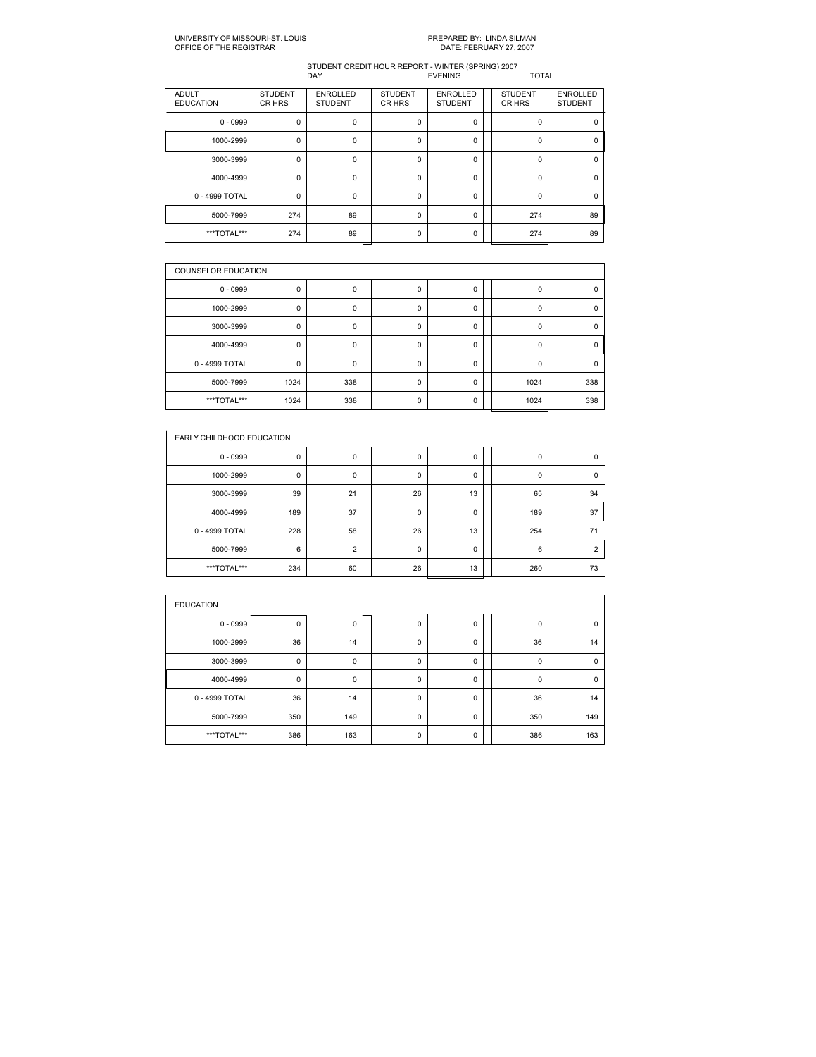UNIVERSITY OF MISSOURI-ST. LOUIS
OFFICE OF THE REGISTRAR

PREPARED BY: LINDA SILMAN
DATE: FEBRUARY 27, 2007

STUDENT CREDIT HOUR REPORT - WINTER (SPRING) 2007

| | DAY | | EVENING | | TOTAL | |
|---|---|---|---|---|---|---|
| ADULT EDUCATION | STUDENT CR HRS | ENROLLED STUDENT | STUDENT CR HRS | ENROLLED STUDENT | STUDENT CR HRS | ENROLLED STUDENT |
| 0 - 0999 | 0 | 0 | 0 | 0 | 0 | 0 |
| 1000-2999 | 0 | 0 | 0 | 0 | 0 | 0 |
| 3000-3999 | 0 | 0 | 0 | 0 | 0 | 0 |
| 4000-4999 | 0 | 0 | 0 | 0 | 0 | 0 |
| 0 - 4999 TOTAL | 0 | 0 | 0 | 0 | 0 | 0 |
| 5000-7999 | 274 | 89 | 0 | 0 | 274 | 89 |
| ***TOTAL*** | 274 | 89 | 0 | 0 | 274 | 89 |

| COUNSELOR EDUCATION | | | | | | |
|---|---|---|---|---|---|---|
| 0 - 0999 | 0 | 0 | 0 | 0 | 0 | 0 |
| 1000-2999 | 0 | 0 | 0 | 0 | 0 | 0 |
| 3000-3999 | 0 | 0 | 0 | 0 | 0 | 0 |
| 4000-4999 | 0 | 0 | 0 | 0 | 0 | 0 |
| 0 - 4999 TOTAL | 0 | 0 | 0 | 0 | 0 | 0 |
| 5000-7999 | 1024 | 338 | 0 | 0 | 1024 | 338 |
| ***TOTAL*** | 1024 | 338 | 0 | 0 | 1024 | 338 |

| EARLY CHILDHOOD EDUCATION | | | | | | |
|---|---|---|---|---|---|---|
| 0 - 0999 | 0 | 0 | 0 | 0 | 0 | 0 |
| 1000-2999 | 0 | 0 | 0 | 0 | 0 | 0 |
| 3000-3999 | 39 | 21 | 26 | 13 | 65 | 34 |
| 4000-4999 | 189 | 37 | 0 | 0 | 189 | 37 |
| 0 - 4999 TOTAL | 228 | 58 | 26 | 13 | 254 | 71 |
| 5000-7999 | 6 | 2 | 0 | 0 | 6 | 2 |
| ***TOTAL*** | 234 | 60 | 26 | 13 | 260 | 73 |

| EDUCATION | | | | | | |
|---|---|---|---|---|---|---|
| 0 - 0999 | 0 | 0 | 0 | 0 | 0 | 0 |
| 1000-2999 | 36 | 14 | 0 | 0 | 36 | 14 |
| 3000-3999 | 0 | 0 | 0 | 0 | 0 | 0 |
| 4000-4999 | 0 | 0 | 0 | 0 | 0 | 0 |
| 0 - 4999 TOTAL | 36 | 14 | 0 | 0 | 36 | 14 |
| 5000-7999 | 350 | 149 | 0 | 0 | 350 | 149 |
| ***TOTAL*** | 386 | 163 | 0 | 0 | 386 | 163 |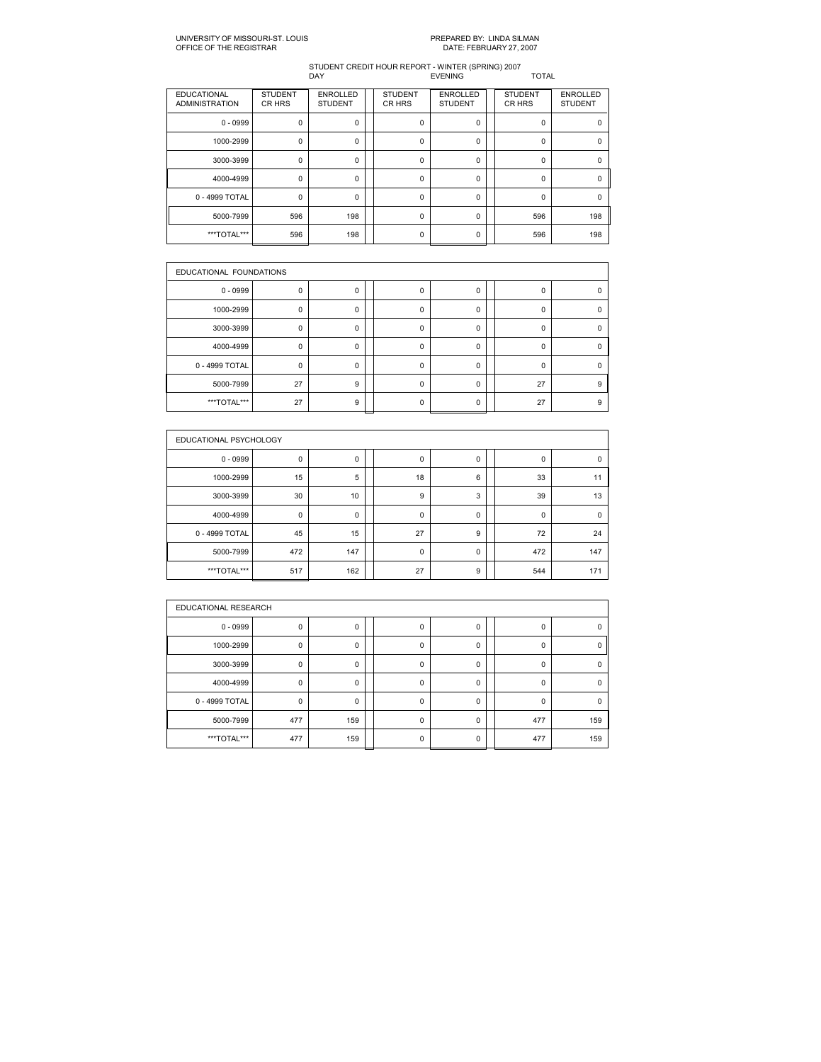UNIVERSITY OF MISSOURI-ST. LOUIS
OFFICE OF THE REGISTRAR

PREPARED BY: LINDA SILMAN
DATE: FEBRUARY 27, 2007

STUDENT CREDIT HOUR REPORT - WINTER (SPRING) 2007

| | DAY | | EVENING | | TOTAL | |
|---|---|---|---|---|---|---|
| EDUCATIONAL ADMINISTRATION | STUDENT CR HRS | ENROLLED STUDENT | STUDENT CR HRS | ENROLLED STUDENT | STUDENT CR HRS | ENROLLED STUDENT |
| 0 - 0999 | 0 | 0 | 0 | 0 | 0 | 0 |
| 1000-2999 | 0 | 0 | 0 | 0 | 0 | 0 |
| 3000-3999 | 0 | 0 | 0 | 0 | 0 | 0 |
| 4000-4999 | 0 | 0 | 0 | 0 | 0 | 0 |
| 0 - 4999 TOTAL | 0 | 0 | 0 | 0 | 0 | 0 |
| 5000-7999 | 596 | 198 | 0 | 0 | 596 | 198 |
| ***TOTAL*** | 596 | 198 | 0 | 0 | 596 | 198 |

| EDUCATIONAL FOUNDATIONS | | | | | | |
|---|---|---|---|---|---|---|
| 0 - 0999 | 0 | 0 | 0 | 0 | 0 | 0 |
| 1000-2999 | 0 | 0 | 0 | 0 | 0 | 0 |
| 3000-3999 | 0 | 0 | 0 | 0 | 0 | 0 |
| 4000-4999 | 0 | 0 | 0 | 0 | 0 | 0 |
| 0 - 4999 TOTAL | 0 | 0 | 0 | 0 | 0 | 0 |
| 5000-7999 | 27 | 9 | 0 | 0 | 27 | 9 |
| ***TOTAL*** | 27 | 9 | 0 | 0 | 27 | 9 |

| EDUCATIONAL PSYCHOLOGY | | | | | | |
|---|---|---|---|---|---|---|
| 0 - 0999 | 0 | 0 | 0 | 0 | 0 | 0 |
| 1000-2999 | 15 | 5 | 18 | 6 | 33 | 11 |
| 3000-3999 | 30 | 10 | 9 | 3 | 39 | 13 |
| 4000-4999 | 0 | 0 | 0 | 0 | 0 | 0 |
| 0 - 4999 TOTAL | 45 | 15 | 27 | 9 | 72 | 24 |
| 5000-7999 | 472 | 147 | 0 | 0 | 472 | 147 |
| ***TOTAL*** | 517 | 162 | 27 | 9 | 544 | 171 |

| EDUCATIONAL RESEARCH | | | | | | |
|---|---|---|---|---|---|---|
| 0 - 0999 | 0 | 0 | 0 | 0 | 0 | 0 |
| 1000-2999 | 0 | 0 | 0 | 0 | 0 | 0 |
| 3000-3999 | 0 | 0 | 0 | 0 | 0 | 0 |
| 4000-4999 | 0 | 0 | 0 | 0 | 0 | 0 |
| 0 - 4999 TOTAL | 0 | 0 | 0 | 0 | 0 | 0 |
| 5000-7999 | 477 | 159 | 0 | 0 | 477 | 159 |
| ***TOTAL*** | 477 | 159 | 0 | 0 | 477 | 159 |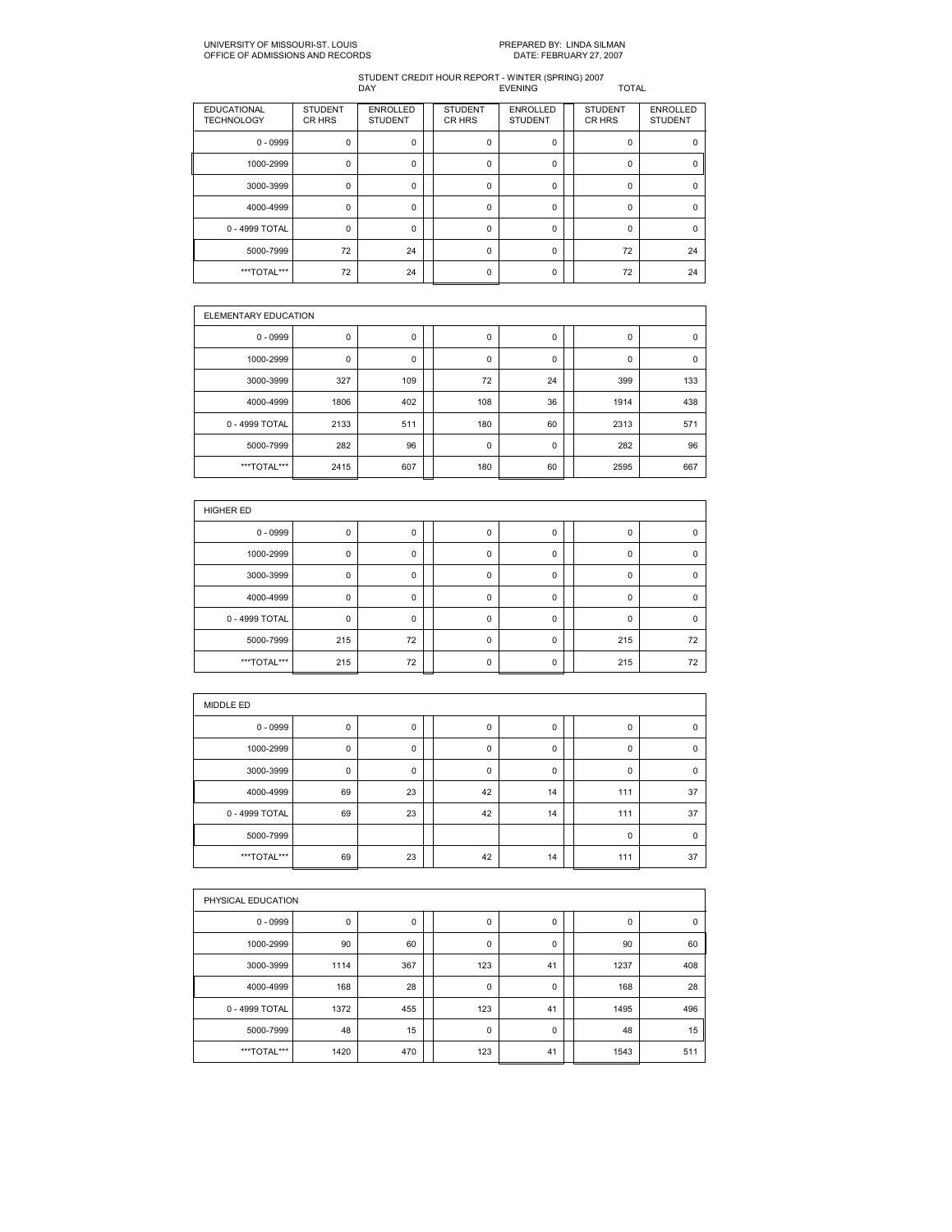UNIVERSITY OF MISSOURI-ST. LOUIS
OFFICE OF ADMISSIONS AND RECORDS

PREPARED BY: LINDA SILMAN
DATE: FEBRUARY 27, 2007

STUDENT CREDIT HOUR REPORT - WINTER (SPRING) 2007

| | DAY | | EVENING | | TOTAL | |
|---|---|---|---|---|---|---|
| EDUCATIONAL TECHNOLOGY | STUDENT CR HRS | ENROLLED STUDENT | STUDENT CR HRS | ENROLLED STUDENT | STUDENT CR HRS | ENROLLED STUDENT |
| 0 - 0999 | 0 | 0 | 0 | 0 | 0 | 0 |
| 1000-2999 | 0 | 0 | 0 | 0 | 0 | 0 |
| 3000-3999 | 0 | 0 | 0 | 0 | 0 | 0 |
| 4000-4999 | 0 | 0 | 0 | 0 | 0 | 0 |
| 0 - 4999 TOTAL | 0 | 0 | 0 | 0 | 0 | 0 |
| 5000-7999 | 72 | 24 | 0 | 0 | 72 | 24 |
| ***TOTAL*** | 72 | 24 | 0 | 0 | 72 | 24 |

| ELEMENTARY EDUCATION | | | | | | |
|---|---|---|---|---|---|---|
| 0 - 0999 | 0 | 0 | 0 | 0 | 0 | 0 |
| 1000-2999 | 0 | 0 | 0 | 0 | 0 | 0 |
| 3000-3999 | 327 | 109 | 72 | 24 | 399 | 133 |
| 4000-4999 | 1806 | 402 | 108 | 36 | 1914 | 438 |
| 0 - 4999 TOTAL | 2133 | 511 | 180 | 60 | 2313 | 571 |
| 5000-7999 | 282 | 96 | 0 | 0 | 282 | 96 |
| ***TOTAL*** | 2415 | 607 | 180 | 60 | 2595 | 667 |

| HIGHER ED | | | | | | |
|---|---|---|---|---|---|---|
| 0 - 0999 | 0 | 0 | 0 | 0 | 0 | 0 |
| 1000-2999 | 0 | 0 | 0 | 0 | 0 | 0 |
| 3000-3999 | 0 | 0 | 0 | 0 | 0 | 0 |
| 4000-4999 | 0 | 0 | 0 | 0 | 0 | 0 |
| 0 - 4999 TOTAL | 0 | 0 | 0 | 0 | 0 | 0 |
| 5000-7999 | 215 | 72 | 0 | 0 | 215 | 72 |
| ***TOTAL*** | 215 | 72 | 0 | 0 | 215 | 72 |

| MIDDLE ED | | | | | | |
|---|---|---|---|---|---|---|
| 0 - 0999 | 0 | 0 | 0 | 0 | 0 | 0 |
| 1000-2999 | 0 | 0 | 0 | 0 | 0 | 0 |
| 3000-3999 | 0 | 0 | 0 | 0 | 0 | 0 |
| 4000-4999 | 69 | 23 | 42 | 14 | 111 | 37 |
| 0 - 4999 TOTAL | 69 | 23 | 42 | 14 | 111 | 37 |
| 5000-7999 | | | | | 0 | 0 |
| ***TOTAL*** | 69 | 23 | 42 | 14 | 111 | 37 |

| PHYSICAL EDUCATION | | | | | | |
|---|---|---|---|---|---|---|
| 0 - 0999 | 0 | 0 | 0 | 0 | 0 | 0 |
| 1000-2999 | 90 | 60 | 0 | 0 | 90 | 60 |
| 3000-3999 | 1114 | 367 | 123 | 41 | 1237 | 408 |
| 4000-4999 | 168 | 28 | 0 | 0 | 168 | 28 |
| 0 - 4999 TOTAL | 1372 | 455 | 123 | 41 | 1495 | 496 |
| 5000-7999 | 48 | 15 | 0 | 0 | 48 | 15 |
| ***TOTAL*** | 1420 | 470 | 123 | 41 | 1543 | 511 |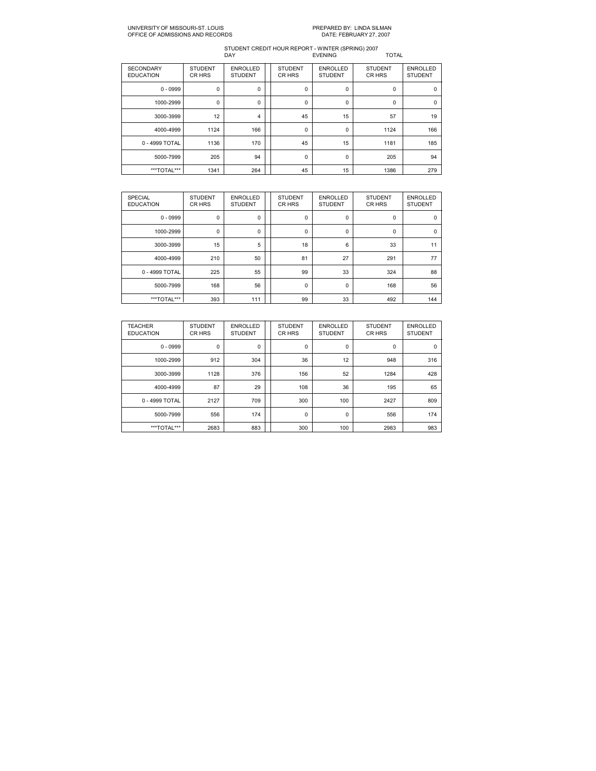UNIVERSITY OF MISSOURI-ST. LOUIS
OFFICE OF ADMISSIONS AND RECORDS

PREPARED BY: LINDA SILMAN
DATE: FEBRUARY 27, 2007

STUDENT CREDIT HOUR REPORT - WINTER (SPRING) 2007

| | DAY | | EVENING | | TOTAL | |
|---|---|---|---|---|---|---|
| SECONDARY EDUCATION | STUDENT CR HRS | ENROLLED STUDENT | STUDENT CR HRS | ENROLLED STUDENT | STUDENT CR HRS | ENROLLED STUDENT |
| 0 - 0999 | 0 | 0 | 0 | 0 | 0 | 0 |
| 1000-2999 | 0 | 0 | 0 | 0 | 0 | 0 |
| 3000-3999 | 12 | 4 | 45 | 15 | 57 | 19 |
| 4000-4999 | 1124 | 166 | 0 | 0 | 1124 | 166 |
| 0 - 4999 TOTAL | 1136 | 170 | 45 | 15 | 1181 | 185 |
| 5000-7999 | 205 | 94 | 0 | 0 | 205 | 94 |
| ***TOTAL*** | 1341 | 264 | 45 | 15 | 1386 | 279 |

| SPECIAL EDUCATION | STUDENT CR HRS | ENROLLED STUDENT | STUDENT CR HRS | ENROLLED STUDENT | STUDENT CR HRS | ENROLLED STUDENT |
|---|---|---|---|---|---|---|
| 0 - 0999 | 0 | 0 | 0 | 0 | 0 | 0 |
| 1000-2999 | 0 | 0 | 0 | 0 | 0 | 0 |
| 3000-3999 | 15 | 5 | 18 | 6 | 33 | 11 |
| 4000-4999 | 210 | 50 | 81 | 27 | 291 | 77 |
| 0 - 4999 TOTAL | 225 | 55 | 99 | 33 | 324 | 88 |
| 5000-7999 | 168 | 56 | 0 | 0 | 168 | 56 |
| ***TOTAL*** | 393 | 111 | 99 | 33 | 492 | 144 |

| TEACHER EDUCATION | STUDENT CR HRS | ENROLLED STUDENT | STUDENT CR HRS | ENROLLED STUDENT | STUDENT CR HRS | ENROLLED STUDENT |
|---|---|---|---|---|---|---|
| 0 - 0999 | 0 | 0 | 0 | 0 | 0 | 0 |
| 1000-2999 | 912 | 304 | 36 | 12 | 948 | 316 |
| 3000-3999 | 1128 | 376 | 156 | 52 | 1284 | 428 |
| 4000-4999 | 87 | 29 | 108 | 36 | 195 | 65 |
| 0 - 4999 TOTAL | 2127 | 709 | 300 | 100 | 2427 | 809 |
| 5000-7999 | 556 | 174 | 0 | 0 | 556 | 174 |
| ***TOTAL*** | 2683 | 883 | 300 | 100 | 2983 | 983 |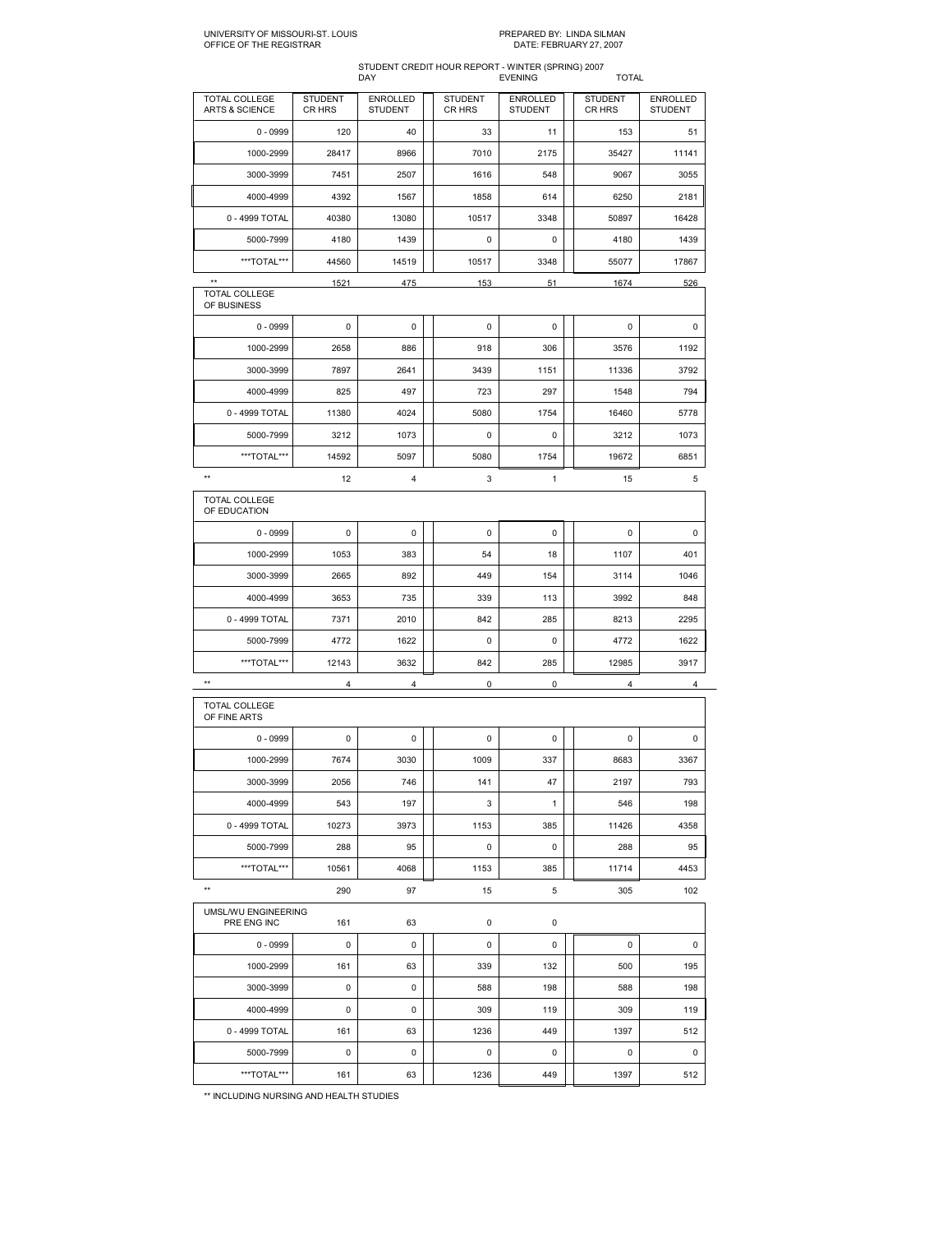UNIVERSITY OF MISSOURI-ST. LOUIS
OFFICE OF THE REGISTRAR

PREPARED BY: LINDA SILMAN
DATE: FEBRUARY 27, 2007

STUDENT CREDIT HOUR REPORT - WINTER (SPRING) 2007

| | DAY | | EVENING | | TOTAL | |
|---|---|---|---|---|---|---|
| TOTAL COLLEGE ARTS & SCIENCE | STUDENT CR HRS | ENROLLED STUDENT | STUDENT CR HRS | ENROLLED STUDENT | STUDENT CR HRS | ENROLLED STUDENT |
| 0 - 0999 | 120 | 40 | 33 | 11 | 153 | 51 |
| 1000-2999 | 28417 | 8966 | 7010 | 2175 | 35427 | 11141 |
| 3000-3999 | 7451 | 2507 | 1616 | 548 | 9067 | 3055 |
| 4000-4999 | 4392 | 1567 | 1858 | 614 | 6250 | 2181 |
| 0 - 4999 TOTAL | 40380 | 13080 | 10517 | 3348 | 50897 | 16428 |
| 5000-7999 | 4180 | 1439 | 0 | 0 | 4180 | 1439 |
| ***TOTAL*** | 44560 | 14519 | 10517 | 3348 | 55077 | 17867 |
| ** | 1521 | 475 | 153 | 51 | 1674 | 526 |
| TOTAL COLLEGE OF BUSINESS | | | | | | |
| 0 - 0999 | 0 | 0 | 0 | 0 | 0 | 0 |
| 1000-2999 | 2658 | 886 | 918 | 306 | 3576 | 1192 |
| 3000-3999 | 7897 | 2641 | 3439 | 1151 | 11336 | 3792 |
| 4000-4999 | 825 | 497 | 723 | 297 | 1548 | 794 |
| 0 - 4999 TOTAL | 11380 | 4024 | 5080 | 1754 | 16460 | 5778 |
| 5000-7999 | 3212 | 1073 | 0 | 0 | 3212 | 1073 |
| ***TOTAL*** | 14592 | 5097 | 5080 | 1754 | 19672 | 6851 |
| ** | 12 | 4 | 3 | 1 | 15 | 5 |
| TOTAL COLLEGE OF EDUCATION | | | | | | |
| 0 - 0999 | 0 | 0 | 0 | 0 | 0 | 0 |
| 1000-2999 | 1053 | 383 | 54 | 18 | 1107 | 401 |
| 3000-3999 | 2665 | 892 | 449 | 154 | 3114 | 1046 |
| 4000-4999 | 3653 | 735 | 339 | 113 | 3992 | 848 |
| 0 - 4999 TOTAL | 7371 | 2010 | 842 | 285 | 8213 | 2295 |
| 5000-7999 | 4772 | 1622 | 0 | 0 | 4772 | 1622 |
| ***TOTAL*** | 12143 | 3632 | 842 | 285 | 12985 | 3917 |
| ** | 4 | 4 | 0 | 0 | 4 | 4 |
| TOTAL COLLEGE OF FINE ARTS | | | | | | |
| 0 - 0999 | 0 | 0 | 0 | 0 | 0 | 0 |
| 1000-2999 | 7674 | 3030 | 1009 | 337 | 8683 | 3367 |
| 3000-3999 | 2056 | 746 | 141 | 47 | 2197 | 793 |
| 4000-4999 | 543 | 197 | 3 | 1 | 546 | 198 |
| 0 - 4999 TOTAL | 10273 | 3973 | 1153 | 385 | 11426 | 4358 |
| 5000-7999 | 288 | 95 | 0 | 0 | 288 | 95 |
| ***TOTAL*** | 10561 | 4068 | 1153 | 385 | 11714 | 4453 |
| ** | 290 | 97 | 15 | 5 | 305 | 102 |
| UMSL/WU ENGINEERING PRE ENG INC | 161 | 63 | 0 | 0 | | |
| 0 - 0999 | 0 | 0 | 0 | 0 | 0 | 0 |
| 1000-2999 | 161 | 63 | 339 | 132 | 500 | 195 |
| 3000-3999 | 0 | 0 | 588 | 198 | 588 | 198 |
| 4000-4999 | 0 | 0 | 309 | 119 | 309 | 119 |
| 0 - 4999 TOTAL | 161 | 63 | 1236 | 449 | 1397 | 512 |
| 5000-7999 | 0 | 0 | 0 | 0 | 0 | 0 |
| ***TOTAL*** | 161 | 63 | 1236 | 449 | 1397 | 512 |

** INCLUDING NURSING AND HEALTH STUDIES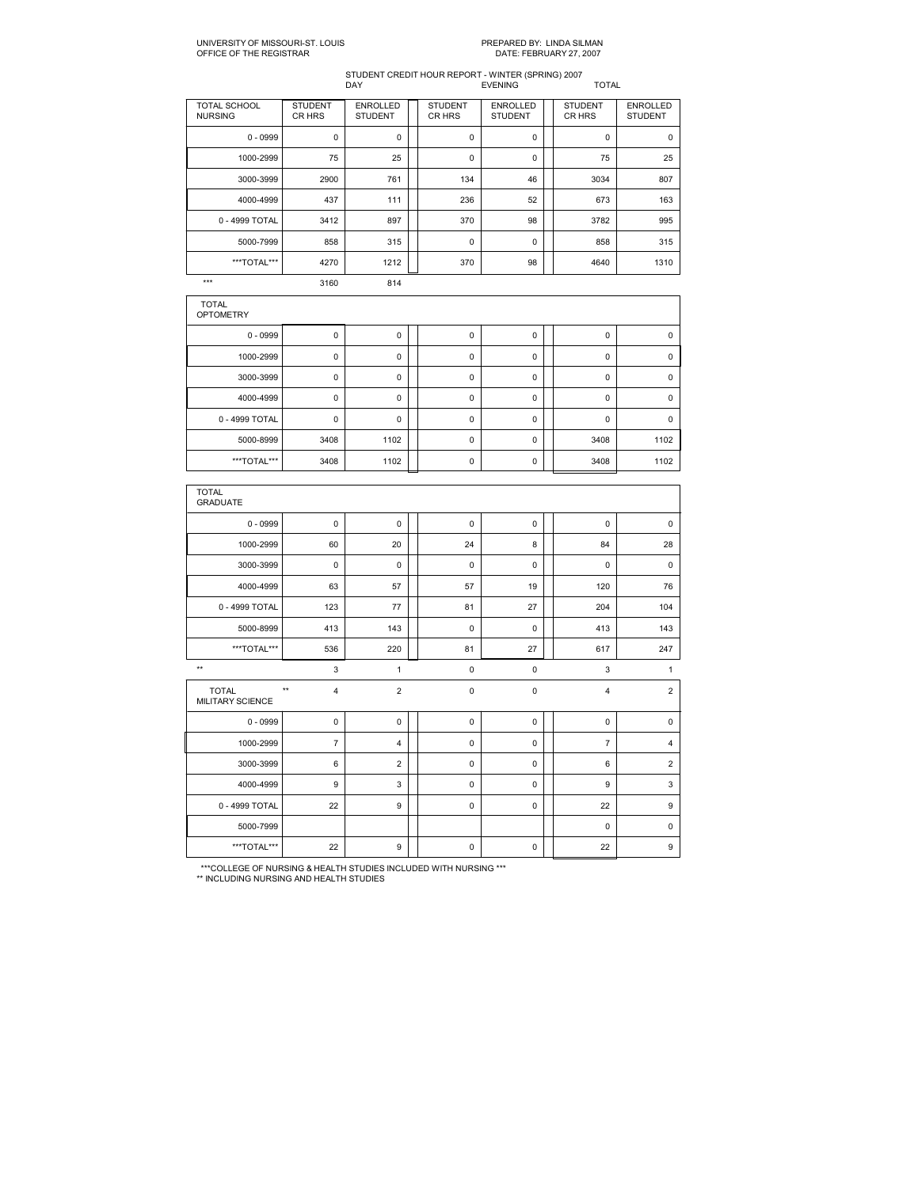UNIVERSITY OF MISSOURI-ST. LOUIS
OFFICE OF THE REGISTRAR

PREPARED BY: LINDA SILMAN
DATE: FEBRUARY 27, 2007

STUDENT CREDIT HOUR REPORT - WINTER (SPRING) 2007

| | DAY | | EVENING | | TOTAL | |
|---|---|---|---|---|---|---|
| TOTAL SCHOOL NURSING | STUDENT CR HRS | ENROLLED STUDENT | STUDENT CR HRS | ENROLLED STUDENT | STUDENT CR HRS | ENROLLED STUDENT |
| 0 - 0999 | 0 | 0 | 0 | 0 | 0 | 0 |
| 1000-2999 | 75 | 25 | 0 | 0 | 75 | 25 |
| 3000-3999 | 2900 | 761 | 134 | 46 | 3034 | 807 |
| 4000-4999 | 437 | 111 | 236 | 52 | 673 | 163 |
| 0 - 4999 TOTAL | 3412 | 897 | 370 | 98 | 3782 | 995 |
| 5000-7999 | 858 | 315 | 0 | 0 | 858 | 315 |
| ***TOTAL*** | 4270 | 1212 | 370 | 98 | 4640 | 1310 |
| *** | 3160 | 814 | | | | |

| TOTAL OPTOMETRY | | | | | | |
|---|---|---|---|---|---|---|
| 0 - 0999 | 0 | 0 | 0 | 0 | 0 | 0 |
| 1000-2999 | 0 | 0 | 0 | 0 | 0 | 0 |
| 3000-3999 | 0 | 0 | 0 | 0 | 0 | 0 |
| 4000-4999 | 0 | 0 | 0 | 0 | 0 | 0 |
| 0 - 4999 TOTAL | 0 | 0 | 0 | 0 | 0 | 0 |
| 5000-8999 | 3408 | 1102 | 0 | 0 | 3408 | 1102 |
| ***TOTAL*** | 3408 | 1102 | 0 | 0 | 3408 | 1102 |

| TOTAL GRADUATE | | | | | | |
|---|---|---|---|---|---|---|
| 0 - 0999 | 0 | 0 | 0 | 0 | 0 | 0 |
| 1000-2999 | 60 | 20 | 24 | 8 | 84 | 28 |
| 3000-3999 | 0 | 0 | 0 | 0 | 0 | 0 |
| 4000-4999 | 63 | 57 | 57 | 19 | 120 | 76 |
| 0 - 4999 TOTAL | 123 | 77 | 81 | 27 | 204 | 104 |
| 5000-8999 | 413 | 143 | 0 | 0 | 413 | 143 |
| ***TOTAL*** | 536 | 220 | 81 | 27 | 617 | 247 |
| ** | 3 | 1 | 0 | 0 | 3 | 1 |

| TOTAL MILITARY SCIENCE | ** 4 | 2 | 0 | 0 | 4 | 2 |
|---|---|---|---|---|---|---|
| 0 - 0999 | 0 | 0 | 0 | 0 | 0 | 0 |
| 1000-2999 | 7 | 4 | 0 | 0 | 7 | 4 |
| 3000-3999 | 6 | 2 | 0 | 0 | 6 | 2 |
| 4000-4999 | 9 | 3 | 0 | 0 | 9 | 3 |
| 0 - 4999 TOTAL | 22 | 9 | 0 | 0 | 22 | 9 |
| 5000-7999 | | | | | 0 | 0 |
| ***TOTAL*** | 22 | 9 | 0 | 0 | 22 | 9 |

***COLLEGE OF NURSING & HEALTH STUDIES INCLUDED WITH NURSING ***
** INCLUDING NURSING AND HEALTH STUDIES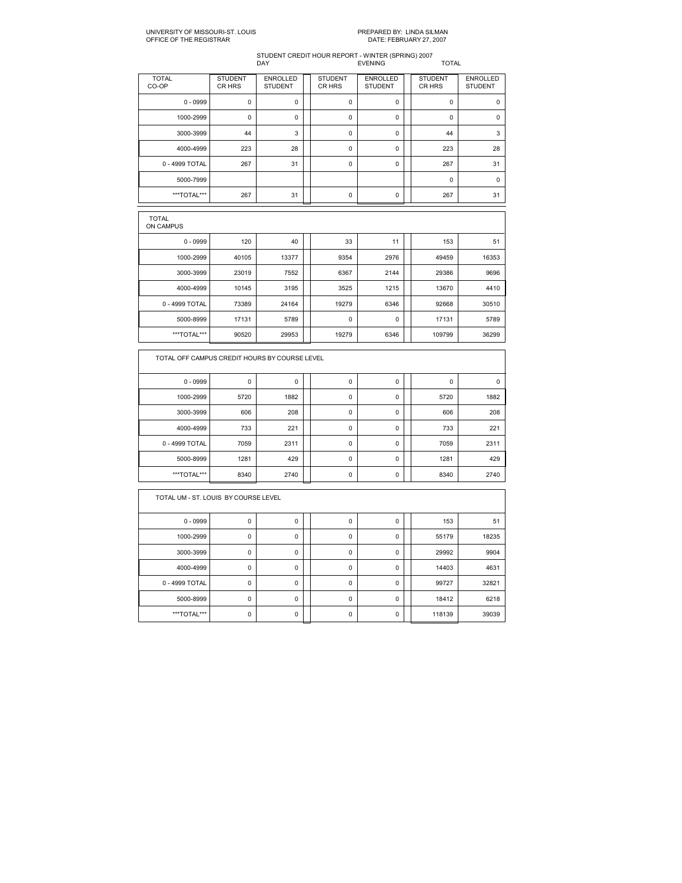UNIVERSITY OF MISSOURI-ST. LOUIS
OFFICE OF THE REGISTRAR

PREPARED BY: LINDA SILMAN
DATE: FEBRUARY 27, 2007

STUDENT CREDIT HOUR REPORT - WINTER (SPRING) 2007

| | DAY | | EVENING | | TOTAL | |
|---|---|---|---|---|---|---|
| TOTAL CO-OP | STUDENT CR HRS | ENROLLED STUDENT | STUDENT CR HRS | ENROLLED STUDENT | STUDENT CR HRS | ENROLLED STUDENT |
| 0 - 0999 | 0 | 0 | 0 | 0 | 0 | 0 |
| 1000-2999 | 0 | 0 | 0 | 0 | 0 | 0 |
| 3000-3999 | 44 | 3 | 0 | 0 | 44 | 3 |
| 4000-4999 | 223 | 28 | 0 | 0 | 223 | 28 |
| 0 - 4999 TOTAL | 267 | 31 | 0 | 0 | 267 | 31 |
| 5000-7999 | | | | | 0 | 0 |
| \*\*\*TOTAL\*\*\* | 267 | 31 | 0 | 0 | 267 | 31 |
| TOTAL ON CAMPUS | | | | | | |
| 0 - 0999 | 120 | 40 | 33 | 11 | 153 | 51 |
| 1000-2999 | 40105 | 13377 | 9354 | 2976 | 49459 | 16353 |
| 3000-3999 | 23019 | 7552 | 6367 | 2144 | 29386 | 9696 |
| 4000-4999 | 10145 | 3195 | 3525 | 1215 | 13670 | 4410 |
| 0 - 4999 TOTAL | 73389 | 24164 | 19279 | 6346 | 92668 | 30510 |
| 5000-8999 | 17131 | 5789 | 0 | 0 | 17131 | 5789 |
| \*\*\*TOTAL\*\*\* | 90520 | 29953 | 19279 | 6346 | 109799 | 36299 |
| TOTAL OFF CAMPUS CREDIT HOURS BY COURSE LEVEL | | | | | | |
| 0 - 0999 | 0 | 0 | 0 | 0 | 0 | 0 |
| 1000-2999 | 5720 | 1882 | 0 | 0 | 5720 | 1882 |
| 3000-3999 | 606 | 208 | 0 | 0 | 606 | 208 |
| 4000-4999 | 733 | 221 | 0 | 0 | 733 | 221 |
| 0 - 4999 TOTAL | 7059 | 2311 | 0 | 0 | 7059 | 2311 |
| 5000-8999 | 1281 | 429 | 0 | 0 | 1281 | 429 |
| \*\*\*TOTAL\*\*\* | 8340 | 2740 | 0 | 0 | 8340 | 2740 |
| TOTAL UM - ST. LOUIS BY COURSE LEVEL | | | | | | |
| 0 - 0999 | 0 | 0 | 0 | 0 | 153 | 51 |
| 1000-2999 | 0 | 0 | 0 | 0 | 55179 | 18235 |
| 3000-3999 | 0 | 0 | 0 | 0 | 29992 | 9904 |
| 4000-4999 | 0 | 0 | 0 | 0 | 14403 | 4631 |
| 0 - 4999 TOTAL | 0 | 0 | 0 | 0 | 99727 | 32821 |
| 5000-8999 | 0 | 0 | 0 | 0 | 18412 | 6218 |
| \*\*\*TOTAL\*\*\* | 0 | 0 | 0 | 0 | 118139 | 39039 |